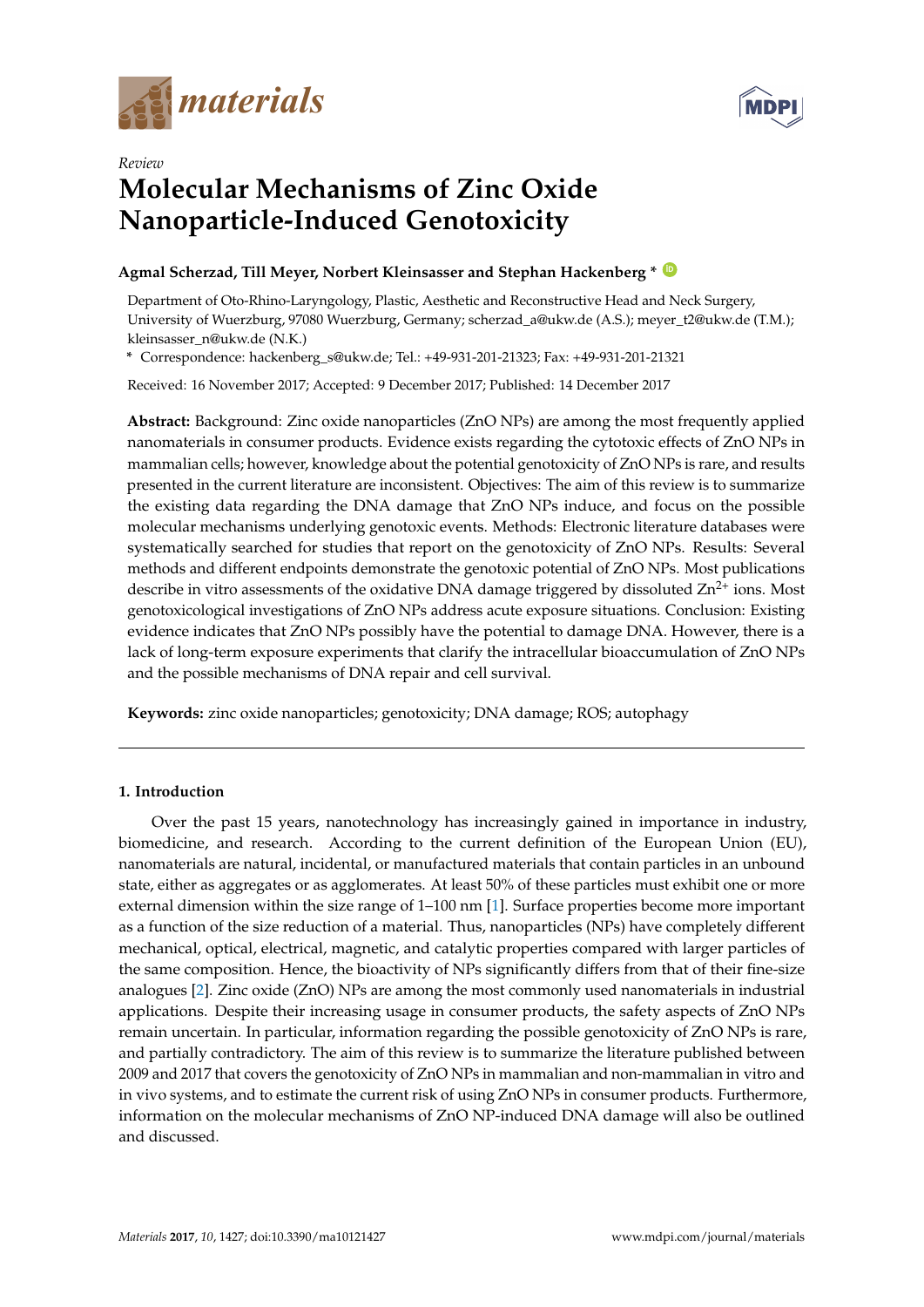*materials*

*Review*

# Molecular Mechanisms of Zinc Oxide Nanoparticle-Induced Genotoxicity

**Agmal Scherzad, Till Meyer, Norbert Kleinsasser and Stephan Hackenberg ***

Department of Oto-Rhino-Laryngology, Plastic, Aesthetic and Reconstructive Head and Neck Surgery, University of Wuerzburg, 97080 Wuerzburg, Germany; scherzad_a@ukw.de (A.S.); meyer_t2@ukw.de (T.M.); kleinsasser_n@ukw.de (N.K.)

* Correspondence: hackenberg_s@ukw.de; Tel.: +49-931-201-21323; Fax: +49-931-201-21321

Received: 16 November 2017; Accepted: 9 December 2017; Published: 14 December 2017

**Abstract:** Background: Zinc oxide nanoparticles (ZnO NPs) are among the most frequently applied nanomaterials in consumer products. Evidence exists regarding the cytotoxic effects of ZnO NPs in mammalian cells; however, knowledge about the potential genotoxicity of ZnO NPs is rare, and results presented in the current literature are inconsistent. Objectives: The aim of this review is to summarize the existing data regarding the DNA damage that ZnO NPs induce, and focus on the possible molecular mechanisms underlying genotoxic events. Methods: Electronic literature databases were systematically searched for studies that report on the genotoxicity of ZnO NPs. Results: Several methods and different endpoints demonstrate the genotoxic potential of ZnO NPs. Most publications describe in vitro assessments of the oxidative DNA damage triggered by dissoluted $Zn^{2+}$ ions. Most genotoxicological investigations of ZnO NPs address acute exposure situations. Conclusion: Existing evidence indicates that ZnO NPs possibly have the potential to damage DNA. However, there is a lack of long-term exposure experiments that clarify the intracellular bioaccumulation of ZnO NPs and the possible mechanisms of DNA repair and cell survival.

**Keywords:** zinc oxide nanoparticles; genotoxicity; DNA damage; ROS; autophagy

## 1. Introduction

Over the past 15 years, nanotechnology has increasingly gained in importance in industry, biomedicine, and research. According to the current definition of the European Union (EU), nanomaterials are natural, incidental, or manufactured materials that contain particles in an unbound state, either as aggregates or as agglomerates. At least 50% of these particles must exhibit one or more external dimension within the size range of 1–100 nm [1]. Surface properties become more important as a function of the size reduction of a material. Thus, nanoparticles (NPs) have completely different mechanical, optical, electrical, magnetic, and catalytic properties compared with larger particles of the same composition. Hence, the bioactivity of NPs significantly differs from that of their fine-size analogues [2]. Zinc oxide (ZnO) NPs are among the most commonly used nanomaterials in industrial applications. Despite their increasing usage in consumer products, the safety aspects of ZnO NPs remain uncertain. In particular, information regarding the possible genotoxicity of ZnO NPs is rare, and partially contradictory. The aim of this review is to summarize the literature published between 2009 and 2017 that covers the genotoxicity of ZnO NPs in mammalian and non-mammalian in vitro and in vivo systems, and to estimate the current risk of using ZnO NPs in consumer products. Furthermore, information on the molecular mechanisms of ZnO NP-induced DNA damage will also be outlined and discussed.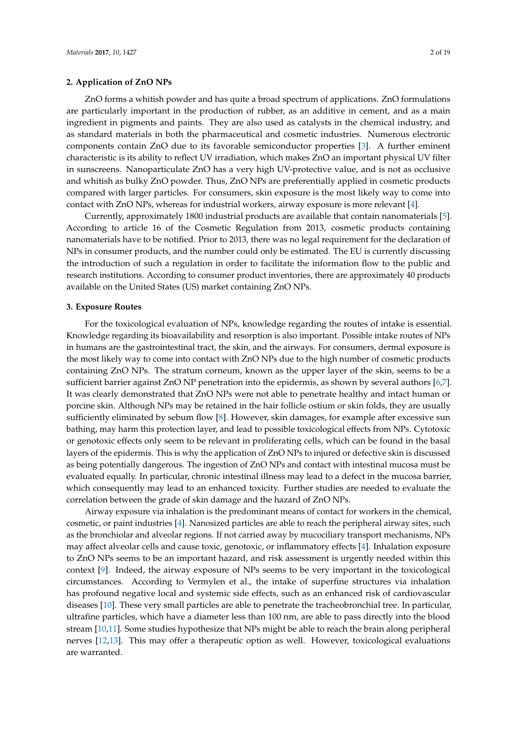## 2. Application of ZnO NPs

ZnO forms a whitish powder and has quite a broad spectrum of applications. ZnO formulations are particularly important in the production of rubber, as an additive in cement, and as a main ingredient in pigments and paints. They are also used as catalysts in the chemical industry, and as standard materials in both the pharmaceutical and cosmetic industries. Numerous electronic components contain ZnO due to its favorable semiconductor properties [3]. A further eminent characteristic is its ability to reflect UV irradiation, which makes ZnO an important physical UV filter in sunscreens. Nanoparticulate ZnO has a very high UV-protective value, and is not as occlusive and whitish as bulky ZnO powder. Thus, ZnO NPs are preferentially applied in cosmetic products compared with larger particles. For consumers, skin exposure is the most likely way to come into contact with ZnO NPs, whereas for industrial workers, airway exposure is more relevant [4].

Currently, approximately 1800 industrial products are available that contain nanomaterials [5]. According to article 16 of the Cosmetic Regulation from 2013, cosmetic products containing nanomaterials have to be notified. Prior to 2013, there was no legal requirement for the declaration of NPs in consumer products, and the number could only be estimated. The EU is currently discussing the introduction of such a regulation in order to facilitate the information flow to the public and research institutions. According to consumer product inventories, there are approximately 40 products available on the United States (US) market containing ZnO NPs.

## 3. Exposure Routes

For the toxicological evaluation of NPs, knowledge regarding the routes of intake is essential. Knowledge regarding its bioavailability and resorption is also important. Possible intake routes of NPs in humans are the gastrointestinal tract, the skin, and the airways. For consumers, dermal exposure is the most likely way to come into contact with ZnO NPs due to the high number of cosmetic products containing ZnO NPs. The stratum corneum, known as the upper layer of the skin, seems to be a sufficient barrier against ZnO NP penetration into the epidermis, as shown by several authors [6,7]. It was clearly demonstrated that ZnO NPs were not able to penetrate healthy and intact human or porcine skin. Although NPs may be retained in the hair follicle ostium or skin folds, they are usually sufficiently eliminated by sebum flow [8]. However, skin damages, for example after excessive sun bathing, may harm this protection layer, and lead to possible toxicological effects from NPs. Cytotoxic or genotoxic effects only seem to be relevant in proliferating cells, which can be found in the basal layers of the epidermis. This is why the application of ZnO NPs to injured or defective skin is discussed as being potentially dangerous. The ingestion of ZnO NPs and contact with intestinal mucosa must be evaluated equally. In particular, chronic intestinal illness may lead to a defect in the mucosa barrier, which consequently may lead to an enhanced toxicity. Further studies are needed to evaluate the correlation between the grade of skin damage and the hazard of ZnO NPs.

Airway exposure via inhalation is the predominant means of contact for workers in the chemical, cosmetic, or paint industries [4]. Nanosized particles are able to reach the peripheral airway sites, such as the bronchiolar and alveolar regions. If not carried away by mucociliary transport mechanisms, NPs may affect alveolar cells and cause toxic, genotoxic, or inflammatory effects [4]. Inhalation exposure to ZnO NPs seems to be an important hazard, and risk assessment is urgently needed within this context [9]. Indeed, the airway exposure of NPs seems to be very important in the toxicological circumstances. According to Vermylen et al., the intake of superfine structures via inhalation has profound negative local and systemic side effects, such as an enhanced risk of cardiovascular diseases [10]. These very small particles are able to penetrate the tracheobronchial tree. In particular, ultrafine particles, which have a diameter less than 100 nm, are able to pass directly into the blood stream [10,11]. Some studies hypothesize that NPs might be able to reach the brain along peripheral nerves [12,13]. This may offer a therapeutic option as well. However, toxicological evaluations are warranted.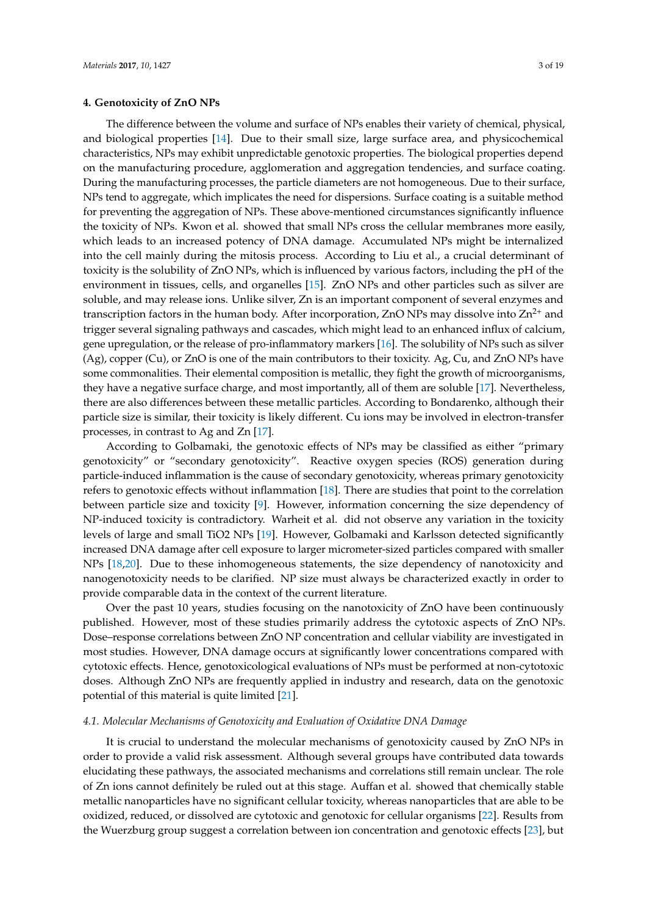## 4. Genotoxicity of ZnO NPs

The difference between the volume and surface of NPs enables their variety of chemical, physical, and biological properties [14]. Due to their small size, large surface area, and physicochemical characteristics, NPs may exhibit unpredictable genotoxic properties. The biological properties depend on the manufacturing procedure, agglomeration and aggregation tendencies, and surface coating. During the manufacturing processes, the particle diameters are not homogeneous. Due to their surface, NPs tend to aggregate, which implicates the need for dispersions. Surface coating is a suitable method for preventing the aggregation of NPs. These above-mentioned circumstances significantly influence the toxicity of NPs. Kwon et al. showed that small NPs cross the cellular membranes more easily, which leads to an increased potency of DNA damage. Accumulated NPs might be internalized into the cell mainly during the mitosis process. According to Liu et al., a crucial determinant of toxicity is the solubility of ZnO NPs, which is influenced by various factors, including the pH of the environment in tissues, cells, and organelles [15]. ZnO NPs and other particles such as silver are soluble, and may release ions. Unlike silver, Zn is an important component of several enzymes and transcription factors in the human body. After incorporation, ZnO NPs may dissolve into $Zn^{2+}$ and trigger several signaling pathways and cascades, which might lead to an enhanced influx of calcium, gene upregulation, or the release of pro-inflammatory markers [16]. The solubility of NPs such as silver (Ag), copper (Cu), or ZnO is one of the main contributors to their toxicity. Ag, Cu, and ZnO NPs have some commonalities. Their elemental composition is metallic, they fight the growth of microorganisms, they have a negative surface charge, and most importantly, all of them are soluble [17]. Nevertheless, there are also differences between these metallic particles. According to Bondarenko, although their particle size is similar, their toxicity is likely different. Cu ions may be involved in electron-transfer processes, in contrast to Ag and Zn [17].

According to Golbamaki, the genotoxic effects of NPs may be classified as either "primary genotoxicity" or "secondary genotoxicity". Reactive oxygen species (ROS) generation during particle-induced inflammation is the cause of secondary genotoxicity, whereas primary genotoxicity refers to genotoxic effects without inflammation [18]. There are studies that point to the correlation between particle size and toxicity [9]. However, information concerning the size dependency of NP-induced toxicity is contradictory. Warheit et al. did not observe any variation in the toxicity levels of large and small TiO2 NPs [19]. However, Golbamaki and Karlsson detected significantly increased DNA damage after cell exposure to larger micrometer-sized particles compared with smaller NPs [18,20]. Due to these inhomogeneous statements, the size dependency of nanotoxicity and nanogenotoxicity needs to be clarified. NP size must always be characterized exactly in order to provide comparable data in the context of the current literature.

Over the past 10 years, studies focusing on the nanotoxicity of ZnO have been continuously published. However, most of these studies primarily address the cytotoxic aspects of ZnO NPs. Dose–response correlations between ZnO NP concentration and cellular viability are investigated in most studies. However, DNA damage occurs at significantly lower concentrations compared with cytotoxic effects. Hence, genotoxicological evaluations of NPs must be performed at non-cytotoxic doses. Although ZnO NPs are frequently applied in industry and research, data on the genotoxic potential of this material is quite limited [21].

### *4.1. Molecular Mechanisms of Genotoxicity and Evaluation of Oxidative DNA Damage*

It is crucial to understand the molecular mechanisms of genotoxicity caused by ZnO NPs in order to provide a valid risk assessment. Although several groups have contributed data towards elucidating these pathways, the associated mechanisms and correlations still remain unclear. The role of Zn ions cannot definitely be ruled out at this stage. Auffan et al. showed that chemically stable metallic nanoparticles have no significant cellular toxicity, whereas nanoparticles that are able to be oxidized, reduced, or dissolved are cytotoxic and genotoxic for cellular organisms [22]. Results from the Wuerzburg group suggest a correlation between ion concentration and genotoxic effects [23], but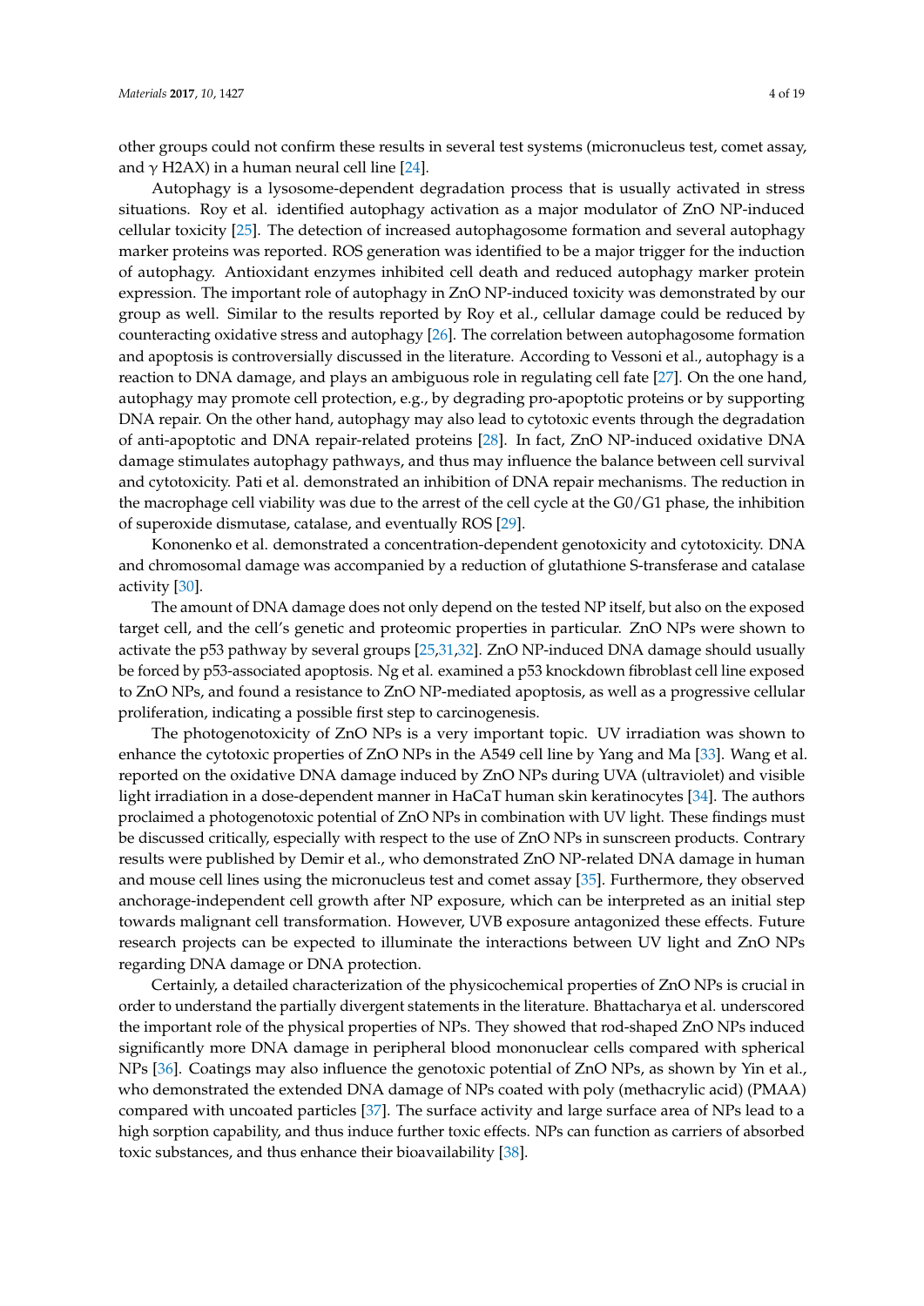other groups could not confirm these results in several test systems (micronucleus test, comet assay, and γ H2AX) in a human neural cell line [24].

Autophagy is a lysosome-dependent degradation process that is usually activated in stress situations. Roy et al. identified autophagy activation as a major modulator of ZnO NP-induced cellular toxicity [25]. The detection of increased autophagosome formation and several autophagy marker proteins was reported. ROS generation was identified to be a major trigger for the induction of autophagy. Antioxidant enzymes inhibited cell death and reduced autophagy marker protein expression. The important role of autophagy in ZnO NP-induced toxicity was demonstrated by our group as well. Similar to the results reported by Roy et al., cellular damage could be reduced by counteracting oxidative stress and autophagy [26]. The correlation between autophagosome formation and apoptosis is controversially discussed in the literature. According to Vessoni et al., autophagy is a reaction to DNA damage, and plays an ambiguous role in regulating cell fate [27]. On the one hand, autophagy may promote cell protection, e.g., by degrading pro-apoptotic proteins or by supporting DNA repair. On the other hand, autophagy may also lead to cytotoxic events through the degradation of anti-apoptotic and DNA repair-related proteins [28]. In fact, ZnO NP-induced oxidative DNA damage stimulates autophagy pathways, and thus may influence the balance between cell survival and cytotoxicity. Pati et al. demonstrated an inhibition of DNA repair mechanisms. The reduction in the macrophage cell viability was due to the arrest of the cell cycle at the G0/G1 phase, the inhibition of superoxide dismutase, catalase, and eventually ROS [29].

Kononenko et al. demonstrated a concentration-dependent genotoxicity and cytotoxicity. DNA and chromosomal damage was accompanied by a reduction of glutathione S-transferase and catalase activity [30].

The amount of DNA damage does not only depend on the tested NP itself, but also on the exposed target cell, and the cell's genetic and proteomic properties in particular. ZnO NPs were shown to activate the p53 pathway by several groups [25,31,32]. ZnO NP-induced DNA damage should usually be forced by p53-associated apoptosis. Ng et al. examined a p53 knockdown fibroblast cell line exposed to ZnO NPs, and found a resistance to ZnO NP-mediated apoptosis, as well as a progressive cellular proliferation, indicating a possible first step to carcinogenesis.

The photogenotoxicity of ZnO NPs is a very important topic. UV irradiation was shown to enhance the cytotoxic properties of ZnO NPs in the A549 cell line by Yang and Ma [33]. Wang et al. reported on the oxidative DNA damage induced by ZnO NPs during UVA (ultraviolet) and visible light irradiation in a dose-dependent manner in HaCaT human skin keratinocytes [34]. The authors proclaimed a photogenotoxic potential of ZnO NPs in combination with UV light. These findings must be discussed critically, especially with respect to the use of ZnO NPs in sunscreen products. Contrary results were published by Demir et al., who demonstrated ZnO NP-related DNA damage in human and mouse cell lines using the micronucleus test and comet assay [35]. Furthermore, they observed anchorage-independent cell growth after NP exposure, which can be interpreted as an initial step towards malignant cell transformation. However, UVB exposure antagonized these effects. Future research projects can be expected to illuminate the interactions between UV light and ZnO NPs regarding DNA damage or DNA protection.

Certainly, a detailed characterization of the physicochemical properties of ZnO NPs is crucial in order to understand the partially divergent statements in the literature. Bhattacharya et al. underscored the important role of the physical properties of NPs. They showed that rod-shaped ZnO NPs induced significantly more DNA damage in peripheral blood mononuclear cells compared with spherical NPs [36]. Coatings may also influence the genotoxic potential of ZnO NPs, as shown by Yin et al., who demonstrated the extended DNA damage of NPs coated with poly (methacrylic acid) (PMAA) compared with uncoated particles [37]. The surface activity and large surface area of NPs lead to a high sorption capability, and thus induce further toxic effects. NPs can function as carriers of absorbed toxic substances, and thus enhance their bioavailability [38].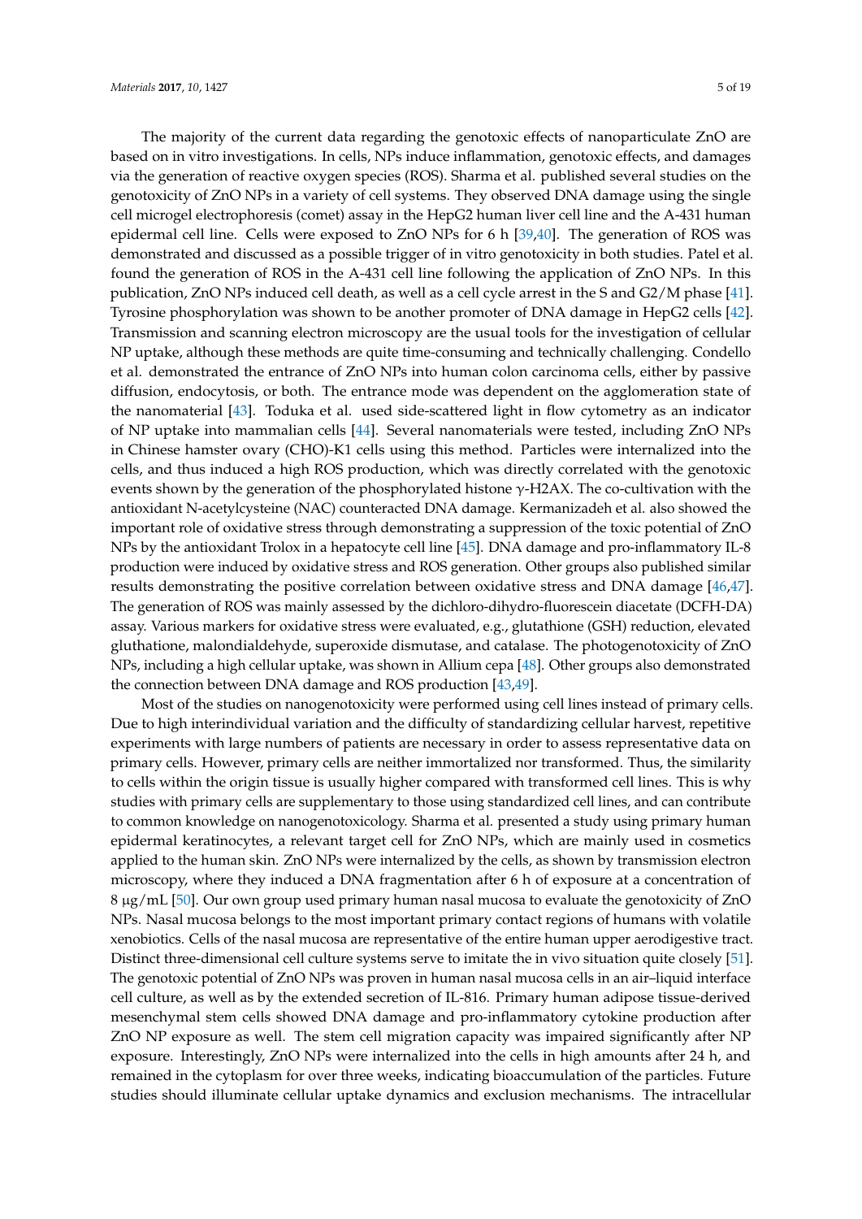The majority of the current data regarding the genotoxic effects of nanoparticulate ZnO are based on in vitro investigations. In cells, NPs induce inflammation, genotoxic effects, and damages via the generation of reactive oxygen species (ROS). Sharma et al. published several studies on the genotoxicity of ZnO NPs in a variety of cell systems. They observed DNA damage using the single cell microgel electrophoresis (comet) assay in the HepG2 human liver cell line and the A-431 human epidermal cell line. Cells were exposed to ZnO NPs for 6 h [39,40]. The generation of ROS was demonstrated and discussed as a possible trigger of in vitro genotoxicity in both studies. Patel et al. found the generation of ROS in the A-431 cell line following the application of ZnO NPs. In this publication, ZnO NPs induced cell death, as well as a cell cycle arrest in the S and G2/M phase [41]. Tyrosine phosphorylation was shown to be another promoter of DNA damage in HepG2 cells [42]. Transmission and scanning electron microscopy are the usual tools for the investigation of cellular NP uptake, although these methods are quite time-consuming and technically challenging. Condello et al. demonstrated the entrance of ZnO NPs into human colon carcinoma cells, either by passive diffusion, endocytosis, or both. The entrance mode was dependent on the agglomeration state of the nanomaterial [43]. Toduka et al. used side-scattered light in flow cytometry as an indicator of NP uptake into mammalian cells [44]. Several nanomaterials were tested, including ZnO NPs in Chinese hamster ovary (CHO)-K1 cells using this method. Particles were internalized into the cells, and thus induced a high ROS production, which was directly correlated with the genotoxic events shown by the generation of the phosphorylated histone γ-H2AX. The co-cultivation with the antioxidant N-acetylcysteine (NAC) counteracted DNA damage. Kermanizadeh et al. also showed the important role of oxidative stress through demonstrating a suppression of the toxic potential of ZnO NPs by the antioxidant Trolox in a hepatocyte cell line [45]. DNA damage and pro-inflammatory IL-8 production were induced by oxidative stress and ROS generation. Other groups also published similar results demonstrating the positive correlation between oxidative stress and DNA damage [46,47]. The generation of ROS was mainly assessed by the dichloro-dihydro-fluorescein diacetate (DCFH-DA) assay. Various markers for oxidative stress were evaluated, e.g., glutathione (GSH) reduction, elevated gluthatione, malondialdehyde, superoxide dismutase, and catalase. The photogenotoxicity of ZnO NPs, including a high cellular uptake, was shown in Allium cepa [48]. Other groups also demonstrated the connection between DNA damage and ROS production [43,49].

Most of the studies on nanogenotoxicity were performed using cell lines instead of primary cells. Due to high interindividual variation and the difficulty of standardizing cellular harvest, repetitive experiments with large numbers of patients are necessary in order to assess representative data on primary cells. However, primary cells are neither immortalized nor transformed. Thus, the similarity to cells within the origin tissue is usually higher compared with transformed cell lines. This is why studies with primary cells are supplementary to those using standardized cell lines, and can contribute to common knowledge on nanogenotoxicology. Sharma et al. presented a study using primary human epidermal keratinocytes, a relevant target cell for ZnO NPs, which are mainly used in cosmetics applied to the human skin. ZnO NPs were internalized by the cells, as shown by transmission electron microscopy, where they induced a DNA fragmentation after 6 h of exposure at a concentration of 8 μg/mL [50]. Our own group used primary human nasal mucosa to evaluate the genotoxicity of ZnO NPs. Nasal mucosa belongs to the most important primary contact regions of humans with volatile xenobiotics. Cells of the nasal mucosa are representative of the entire human upper aerodigestive tract. Distinct three-dimensional cell culture systems serve to imitate the in vivo situation quite closely [51]. The genotoxic potential of ZnO NPs was proven in human nasal mucosa cells in an air–liquid interface cell culture, as well as by the extended secretion of IL-816. Primary human adipose tissue-derived mesenchymal stem cells showed DNA damage and pro-inflammatory cytokine production after ZnO NP exposure as well. The stem cell migration capacity was impaired significantly after NP exposure. Interestingly, ZnO NPs were internalized into the cells in high amounts after 24 h, and remained in the cytoplasm for over three weeks, indicating bioaccumulation of the particles. Future studies should illuminate cellular uptake dynamics and exclusion mechanisms. The intracellular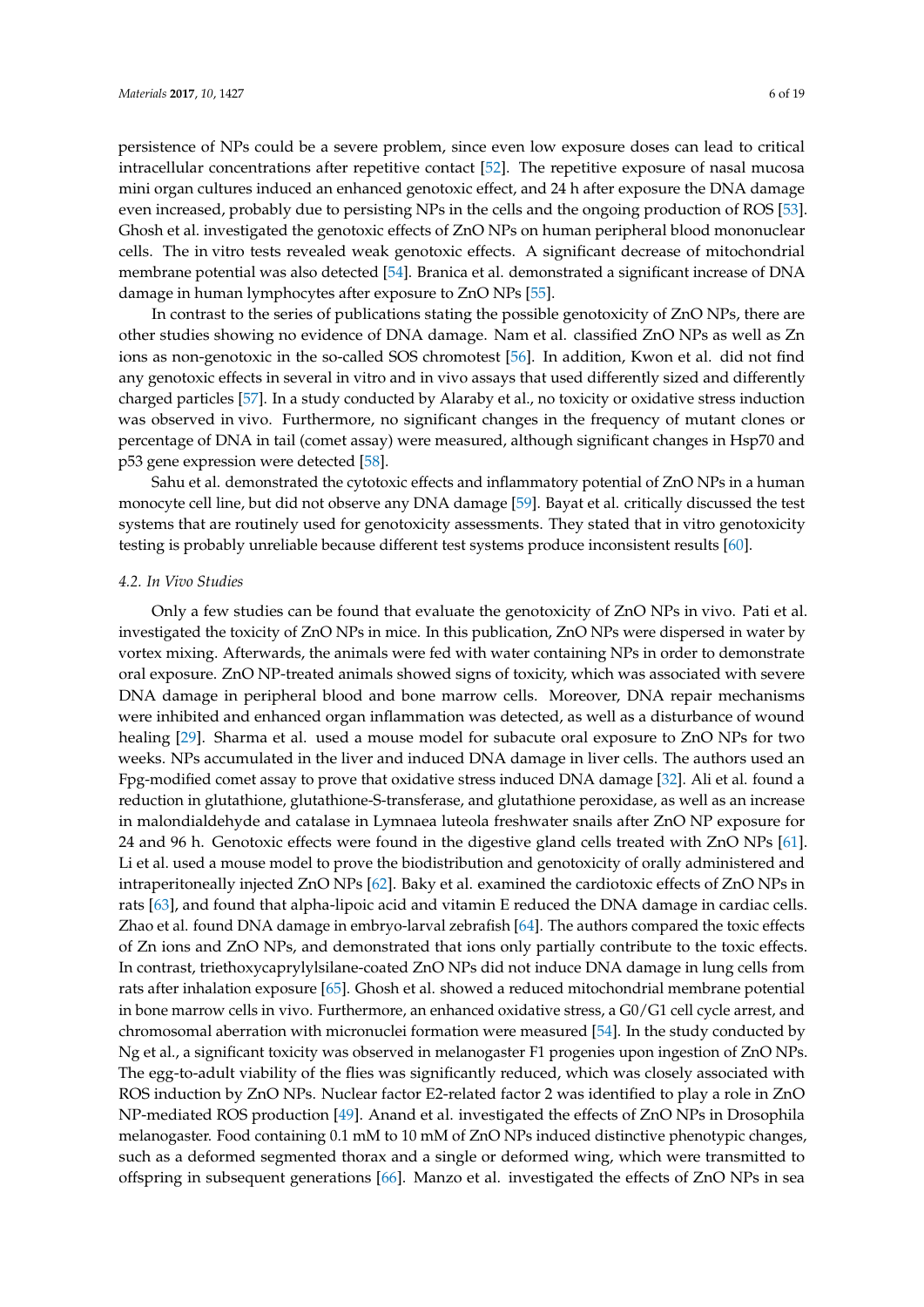persistence of NPs could be a severe problem, since even low exposure doses can lead to critical intracellular concentrations after repetitive contact [52]. The repetitive exposure of nasal mucosa mini organ cultures induced an enhanced genotoxic effect, and 24 h after exposure the DNA damage even increased, probably due to persisting NPs in the cells and the ongoing production of ROS [53]. Ghosh et al. investigated the genotoxic effects of ZnO NPs on human peripheral blood mononuclear cells. The in vitro tests revealed weak genotoxic effects. A significant decrease of mitochondrial membrane potential was also detected [54]. Branica et al. demonstrated a significant increase of DNA damage in human lymphocytes after exposure to ZnO NPs [55].

In contrast to the series of publications stating the possible genotoxicity of ZnO NPs, there are other studies showing no evidence of DNA damage. Nam et al. classified ZnO NPs as well as Zn ions as non-genotoxic in the so-called SOS chromotest [56]. In addition, Kwon et al. did not find any genotoxic effects in several in vitro and in vivo assays that used differently sized and differently charged particles [57]. In a study conducted by Alaraby et al., no toxicity or oxidative stress induction was observed in vivo. Furthermore, no significant changes in the frequency of mutant clones or percentage of DNA in tail (comet assay) were measured, although significant changes in Hsp70 and p53 gene expression were detected [58].

Sahu et al. demonstrated the cytotoxic effects and inflammatory potential of ZnO NPs in a human monocyte cell line, but did not observe any DNA damage [59]. Bayat et al. critically discussed the test systems that are routinely used for genotoxicity assessments. They stated that in vitro genotoxicity testing is probably unreliable because different test systems produce inconsistent results [60].

### *4.2. In Vivo Studies*

Only a few studies can be found that evaluate the genotoxicity of ZnO NPs in vivo. Pati et al. investigated the toxicity of ZnO NPs in mice. In this publication, ZnO NPs were dispersed in water by vortex mixing. Afterwards, the animals were fed with water containing NPs in order to demonstrate oral exposure. ZnO NP-treated animals showed signs of toxicity, which was associated with severe DNA damage in peripheral blood and bone marrow cells. Moreover, DNA repair mechanisms were inhibited and enhanced organ inflammation was detected, as well as a disturbance of wound healing [29]. Sharma et al. used a mouse model for subacute oral exposure to ZnO NPs for two weeks. NPs accumulated in the liver and induced DNA damage in liver cells. The authors used an Fpg-modified comet assay to prove that oxidative stress induced DNA damage [32]. Ali et al. found a reduction in glutathione, glutathione-S-transferase, and glutathione peroxidase, as well as an increase in malondialdehyde and catalase in Lymnaea luteola freshwater snails after ZnO NP exposure for 24 and 96 h. Genotoxic effects were found in the digestive gland cells treated with ZnO NPs [61]. Li et al. used a mouse model to prove the biodistribution and genotoxicity of orally administered and intraperitoneally injected ZnO NPs [62]. Baky et al. examined the cardiotoxic effects of ZnO NPs in rats [63], and found that alpha-lipoic acid and vitamin E reduced the DNA damage in cardiac cells. Zhao et al. found DNA damage in embryo-larval zebrafish [64]. The authors compared the toxic effects of Zn ions and ZnO NPs, and demonstrated that ions only partially contribute to the toxic effects. In contrast, triethoxycaprylylsilane-coated ZnO NPs did not induce DNA damage in lung cells from rats after inhalation exposure [65]. Ghosh et al. showed a reduced mitochondrial membrane potential in bone marrow cells in vivo. Furthermore, an enhanced oxidative stress, a G0/G1 cell cycle arrest, and chromosomal aberration with micronuclei formation were measured [54]. In the study conducted by Ng et al., a significant toxicity was observed in melanogaster F1 progenies upon ingestion of ZnO NPs. The egg-to-adult viability of the flies was significantly reduced, which was closely associated with ROS induction by ZnO NPs. Nuclear factor E2-related factor 2 was identified to play a role in ZnO NP-mediated ROS production [49]. Anand et al. investigated the effects of ZnO NPs in Drosophila melanogaster. Food containing 0.1 mM to 10 mM of ZnO NPs induced distinctive phenotypic changes, such as a deformed segmented thorax and a single or deformed wing, which were transmitted to offspring in subsequent generations [66]. Manzo et al. investigated the effects of ZnO NPs in sea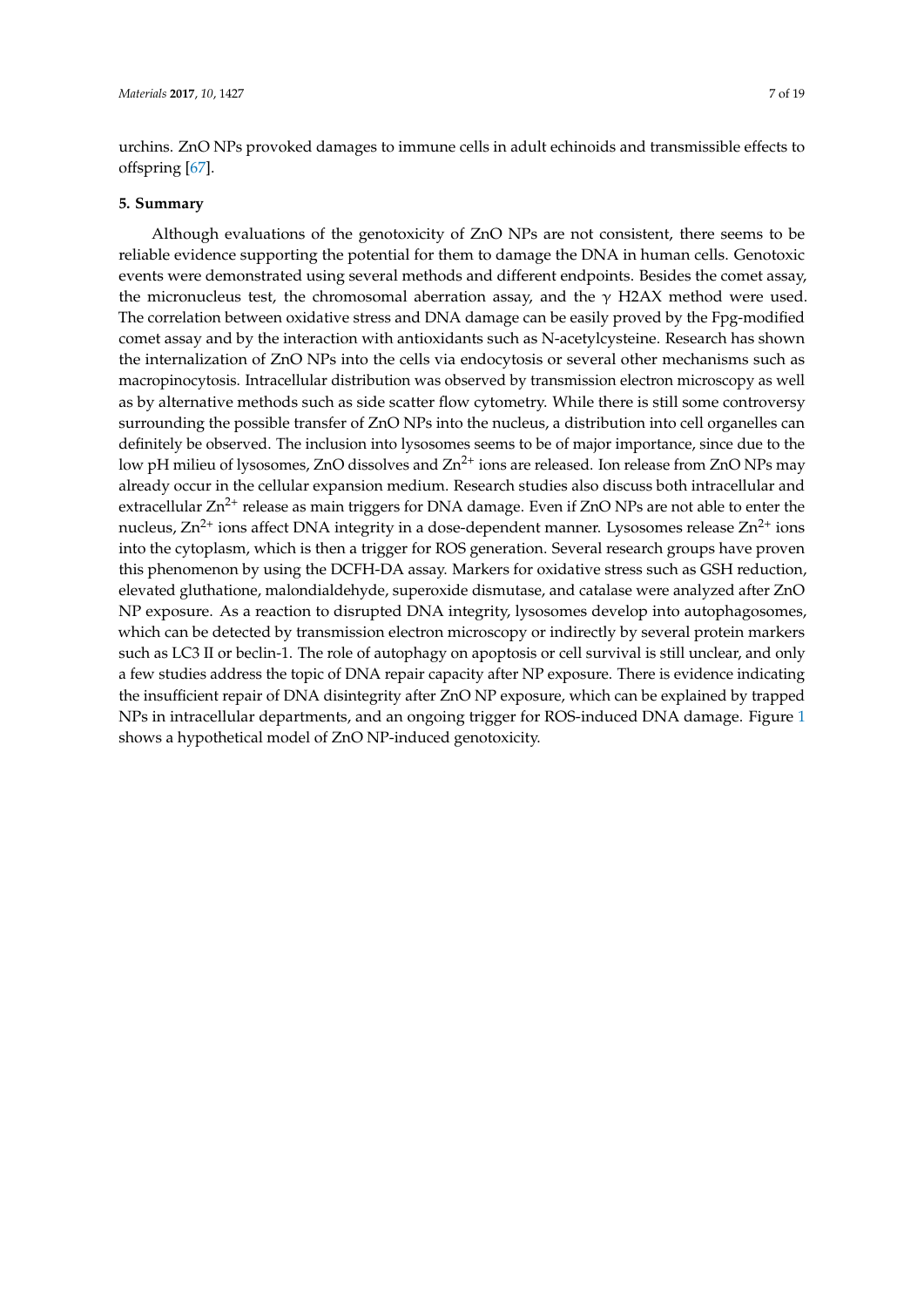urchins. ZnO NPs provoked damages to immune cells in adult echinoids and transmissible effects to offspring [67].

## 5. Summary

Although evaluations of the genotoxicity of ZnO NPs are not consistent, there seems to be reliable evidence supporting the potential for them to damage the DNA in human cells. Genotoxic events were demonstrated using several methods and different endpoints. Besides the comet assay, the micronucleus test, the chromosomal aberration assay, and the $\gamma$ H2AX method were used. The correlation between oxidative stress and DNA damage can be easily proved by the Fpg-modified comet assay and by the interaction with antioxidants such as N-acetylcysteine. Research has shown the internalization of ZnO NPs into the cells via endocytosis or several other mechanisms such as macropinocytosis. Intracellular distribution was observed by transmission electron microscopy as well as by alternative methods such as side scatter flow cytometry. While there is still some controversy surrounding the possible transfer of ZnO NPs into the nucleus, a distribution into cell organelles can definitely be observed. The inclusion into lysosomes seems to be of major importance, since due to the low pH milieu of lysosomes, ZnO dissolves and $Zn^{2+}$ ions are released. Ion release from ZnO NPs may already occur in the cellular expansion medium. Research studies also discuss both intracellular and extracellular $Zn^{2+}$ release as main triggers for DNA damage. Even if ZnO NPs are not able to enter the nucleus, $Zn^{2+}$ ions affect DNA integrity in a dose-dependent manner. Lysosomes release $Zn^{2+}$ ions into the cytoplasm, which is then a trigger for ROS generation. Several research groups have proven this phenomenon by using the DCFH-DA assay. Markers for oxidative stress such as GSH reduction, elevated gluthatione, malondialdehyde, superoxide dismutase, and catalase were analyzed after ZnO NP exposure. As a reaction to disrupted DNA integrity, lysosomes develop into autophagosomes, which can be detected by transmission electron microscopy or indirectly by several protein markers such as LC3 II or beclin-1. The role of autophagy on apoptosis or cell survival is still unclear, and only a few studies address the topic of DNA repair capacity after NP exposure. There is evidence indicating the insufficient repair of DNA disintegrity after ZnO NP exposure, which can be explained by trapped NPs in intracellular departments, and an ongoing trigger for ROS-induced DNA damage. Figure 1 shows a hypothetical model of ZnO NP-induced genotoxicity.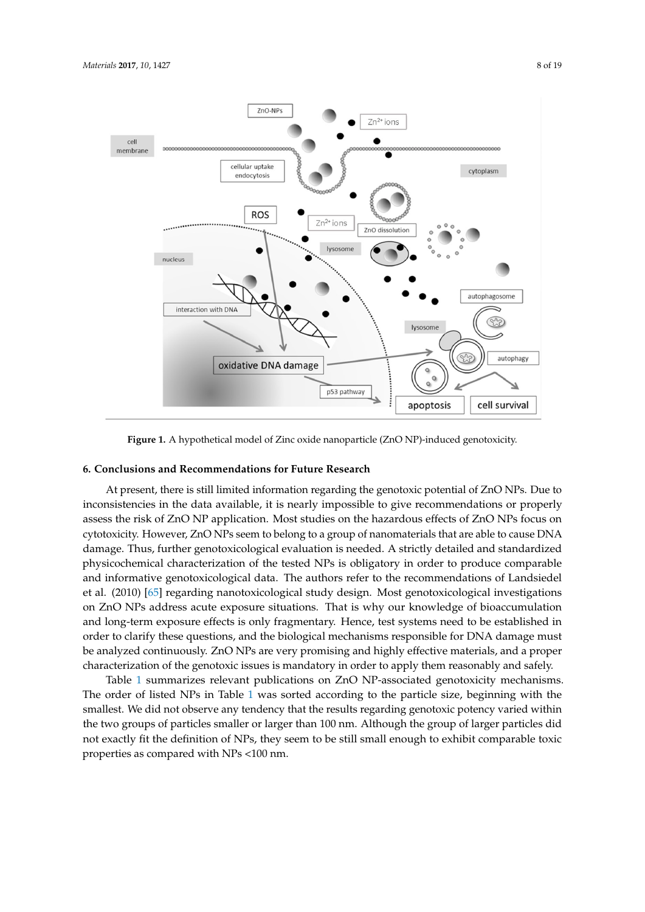**Figure 1.** A hypothetical model of Zinc oxide nanoparticle (ZnO NP)-induced genotoxicity.

## 6. Conclusions and Recommendations for Future Research

At present, there is still limited information regarding the genotoxic potential of ZnO NPs. Due to inconsistencies in the data available, it is nearly impossible to give recommendations or properly assess the risk of ZnO NP application. Most studies on the hazardous effects of ZnO NPs focus on cytotoxicity. However, ZnO NPs seem to belong to a group of nanomaterials that are able to cause DNA damage. Thus, further genotoxicological evaluation is needed. A strictly detailed and standardized physicochemical characterization of the tested NPs is obligatory in order to produce comparable and informative genotoxicological data. The authors refer to the recommendations of Landsiedel et al. (2010) [65] regarding nanotoxicological study design. Most genotoxicological investigations on ZnO NPs address acute exposure situations. That is why our knowledge of bioaccumulation and long-term exposure effects is only fragmentary. Hence, test systems need to be established in order to clarify these questions, and the biological mechanisms responsible for DNA damage must be analyzed continuously. ZnO NPs are very promising and highly effective materials, and a proper characterization of the genotoxic issues is mandatory in order to apply them reasonably and safely.

Table 1 summarizes relevant publications on ZnO NP-associated genotoxicity mechanisms. The order of listed NPs in Table 1 was sorted according to the particle size, beginning with the smallest. We did not observe any tendency that the results regarding genotoxic potency varied within the two groups of particles smaller or larger than 100 nm. Although the group of larger particles did not exactly fit the definition of NPs, they seem to be still small enough to exhibit comparable toxic properties as compared with NPs <100 nm.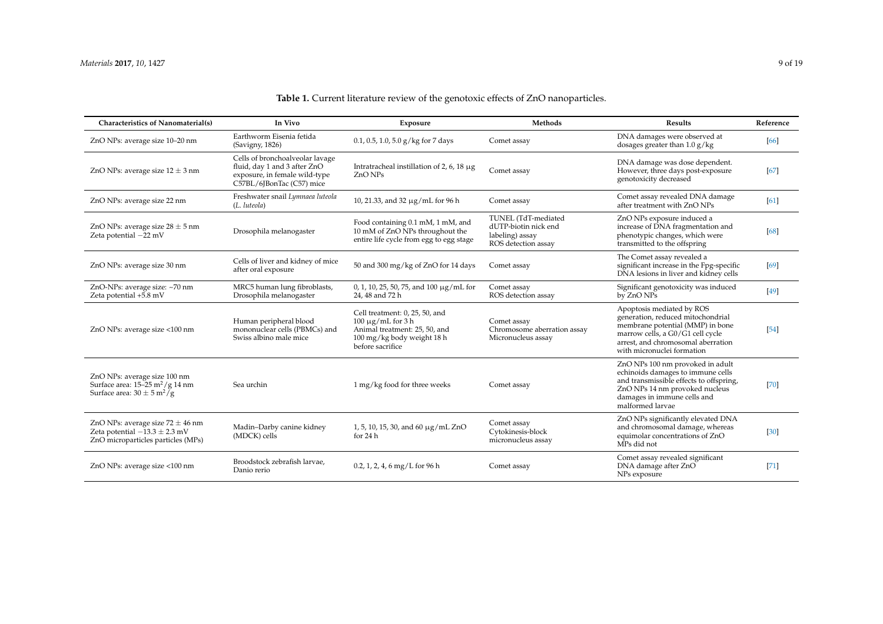**Table 1.** Current literature review of the genotoxic effects of ZnO nanoparticles.

| Characteristics of Nanomaterial(s) | In Vivo | Exposure | Methods | Results | Reference |
|---|---|---|---|---|---|
| ZnO NPs: average size 10–20 nm | Earthworm Eisenia fetida (Savigny, 1826) | 0.1, 0.5, 1.0, 5.0 g/kg for 7 days | Comet assay | DNA damages were observed at dosages greater than 1.0 g/kg | [66] |
| ZnO NPs: average size $12 \pm 3$ nm | Cells of bronchoalveolar lavage fluid, day 1 and 3 after ZnO exposure, in female wild-type C57BL/6JBonTac (C57) mice | Intratracheal instillation of 2, 6, 18 μg ZnO NPs | Comet assay | DNA damage was dose dependent. However, three days post-exposure genotoxicity decreased | [67] |
| ZnO NPs: average size 22 nm | Freshwater snail *Lymnaea luteola* (*L. luteola*) | 10, 21.33, and 32 μg/mL for 96 h | Comet assay | Comet assay revealed DNA damage after treatment with ZnO NPs | [61] |
| ZnO NPs: average size $28 \pm 5$ nm<br>Zeta potential −22 mV | Drosophila melanogaster | Food containing 0.1 mM, 1 mM, and 10 mM of ZnO NPs throughout the entire life cycle from egg to egg stage | TUNEL (TdT-mediated dUTP-biotin nick end labeling) assay<br>ROS detection assay | ZnO NPs exposure induced a increase of DNA fragmentation and phenotypic changes, which were transmitted to the offspring | [68] |
| ZnO NPs: average size 30 nm | Cells of liver and kidney of mice after oral exposure | 50 and 300 mg/kg of ZnO for 14 days | Comet assay | The Comet assay revealed a significant increase in the Fpg-specific DNA lesions in liver and kidney cells | [69] |
| ZnO-NPs: average size: ~70 nm<br>Zeta potential +5.8 mV | MRC5 human lung fibroblasts, Drosophila melanogaster | 0, 1, 10, 25, 50, 75, and 100 μg/mL for 24, 48 and 72 h | Comet assay<br>ROS detection assay | Significant genotoxicity was induced by ZnO NPs | [49] |
| ZnO NPs: average size <100 nm | Human peripheral blood mononuclear cells (PBMCs) and Swiss albino male mice | Cell treatment: 0, 25, 50, and 100 μg/mL for 3 h<br>Animal treatment: 25, 50, and 100 mg/kg body weight 18 h before sacrifice | Comet assay<br>Chromosome aberration assay<br>Micronucleus assay | Apoptosis mediated by ROS generation, reduced mitochondrial membrane potential (MMP) in bone marrow cells, a G0/G1 cell cycle arrest, and chromosomal aberration with micronuclei formation | [54] |
| ZnO NPs: average size 100 nm<br>Surface area: 15–25 $m^2/g$ 14 nm<br>Surface area: $30 \pm 5$ $m^2/g$ | Sea urchin | 1 mg/kg food for three weeks | Comet assay | ZnO NPs 100 nm provoked in adult echinoids damages to immune cells and transmissible effects to offspring, ZnO NPs 14 nm provoked nucleus damages in immune cells and malformed larvae | [70] |
| ZnO NPs: average size $72 \pm 46$ nm<br>Zeta potential $-13.3 \pm 2.3$ mV<br>ZnO microparticles particles (MPs) | Madin–Darby canine kidney (MDCK) cells | 1, 5, 10, 15, 30, and 60 μg/mL ZnO for 24 h | Comet assay<br>Cytokinesis-block micronucleus assay | ZnO NPs significantly elevated DNA and chromosomal damage, whereas equimolar concentrations of ZnO MPs did not | [30] |
| ZnO NPs: average size <100 nm | Broodstock zebrafish larvae, Danio rerio | 0.2, 1, 2, 4, 6 mg/L for 96 h | Comet assay | Comet assay revealed significant DNA damage after ZnO NPs exposure | [71] |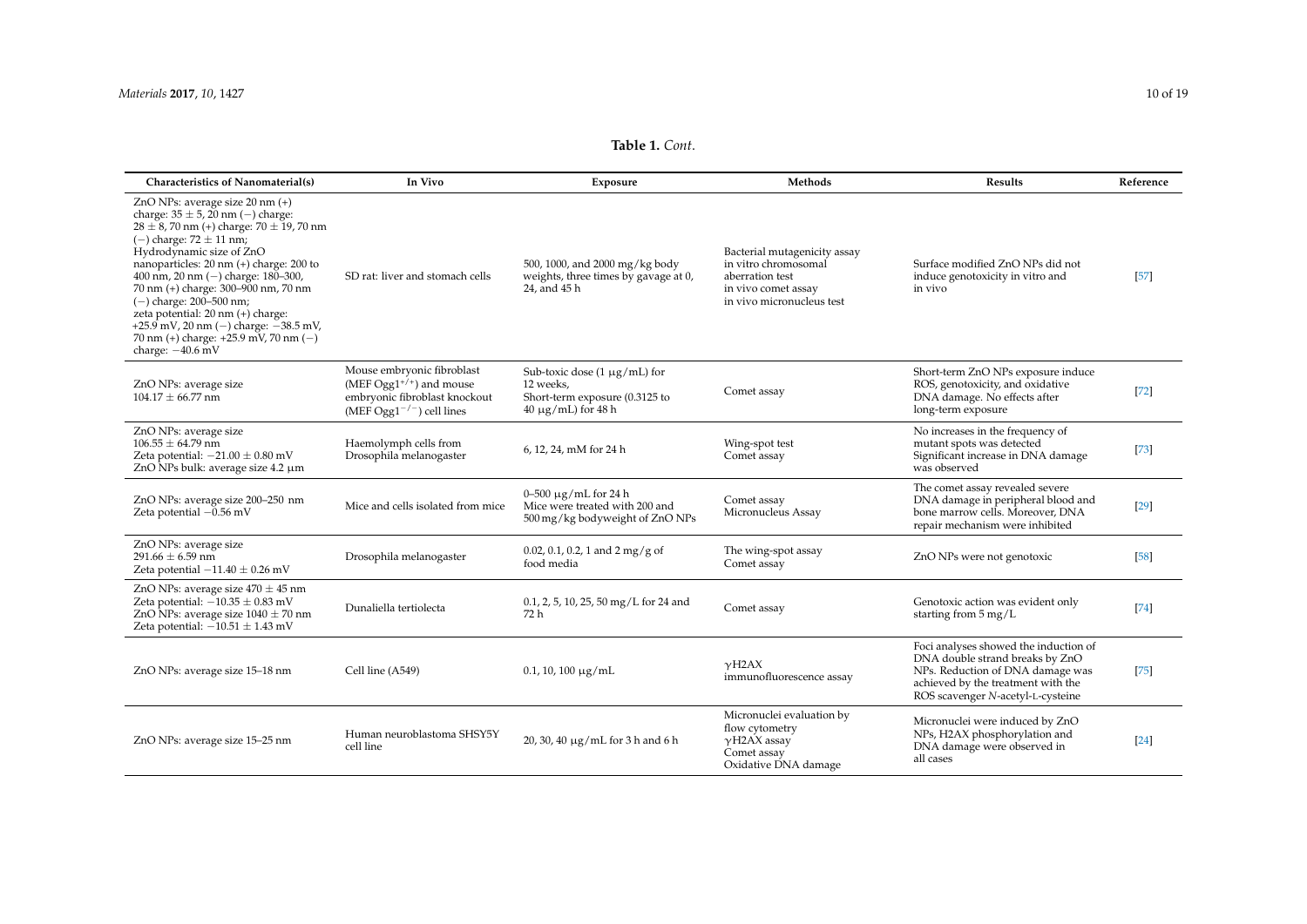**Table 1.** *Cont.*

| Characteristics of Nanomaterial(s) | In Vivo | Exposure | Methods | Results | Reference |
|---|---|---|---|---|---|
| ZnO NPs: average size 20 nm (+) charge: 35 ± 5, 20 nm (−) charge: 28 ± 8, 70 nm (+) charge: 70 ± 19, 70 nm (−) charge: 72 ± 11 nm; Hydrodynamic size of ZnO nanoparticles: 20 nm (+) charge: 200 to 400 nm, 20 nm (−) charge: 180–300, 70 nm (+) charge: 300–900 nm, 70 nm (−) charge: 200–500 nm; zeta potential: 20 nm (+) charge: +25.9 mV, 20 nm (−) charge: −38.5 mV, 70 nm (+) charge: +25.9 mV, 70 nm (−) charge: −40.6 mV | SD rat: liver and stomach cells | 500, 1000, and 2000 mg/kg body weights, three times by gavage at 0, 24, and 45 h | Bacterial mutagenicity assay in vitro chromosomal aberration test in vivo comet assay in vivo micronucleus test | Surface modified ZnO NPs did not induce genotoxicity in vitro and in vivo | [57] |
| ZnO NPs: average size 104.17 ± 66.77 nm | Mouse embryonic fibroblast (MEF $Ogg1^{+/+}$) and mouse embryonic fibroblast knockout (MEF $Ogg1^{-/-}$) cell lines | Sub-toxic dose (1 μg/mL) for 12 weeks, Short-term exposure (0.3125 to 40 μg/mL) for 48 h | Comet assay | Short-term ZnO NPs exposure induce ROS, genotoxicity, and oxidative DNA damage. No effects after long-term exposure | [72] |
| ZnO NPs: average size 106.55 ± 64.79 nm Zeta potential: −21.00 ± 0.80 mV ZnO NPs bulk: average size 4.2 μm | Haemolymph cells from Drosophila melanogaster | 6, 12, 24, mM for 24 h | Wing-spot test Comet assay | No increases in the frequency of mutant spots was detected Significant increase in DNA damage was observed | [73] |
| ZnO NPs: average size 200–250 nm Zeta potential −0.56 mV | Mice and cells isolated from mice | 0–500 μg/mL for 24 h Mice were treated with 200 and 500 mg/kg bodyweight of ZnO NPs | Comet assay Micronucleus Assay | The comet assay revealed severe DNA damage in peripheral blood and bone marrow cells. Moreover, DNA repair mechanism were inhibited | [29] |
| ZnO NPs: average size 291.66 ± 6.59 nm Zeta potential −11.40 ± 0.26 mV | Drosophila melanogaster | 0.02, 0.1, 0.2, 1 and 2 mg/g of food media | The wing-spot assay Comet assay | ZnO NPs were not genotoxic | [58] |
| ZnO NPs: average size 470 ± 45 nm Zeta potential: −10.35 ± 0.83 mV ZnO NPs: average size 1040 ± 70 nm Zeta potential: −10.51 ± 1.43 mV | Dunaliella tertiolecta | 0.1, 2, 5, 10, 25, 50 mg/L for 24 and 72 h | Comet assay | Genotoxic action was evident only starting from 5 mg/L | [74] |
| ZnO NPs: average size 15–18 nm | Cell line (A549) | 0.1, 10, 100 μg/mL | γH2AX immunofluorescence assay | Foci analyses showed the induction of DNA double strand breaks by ZnO NPs. Reduction of DNA damage was achieved by the treatment with the ROS scavenger *N*-acetyl-L-cysteine | [75] |
| ZnO NPs: average size 15–25 nm | Human neuroblastoma SHSY5Y cell line | 20, 30, 40 μg/mL for 3 h and 6 h | Micronuclei evaluation by flow cytometry γH2AX assay Comet assay Oxidative DNA damage | Micronuclei were induced by ZnO NPs, H2AX phosphorylation and DNA damage were observed in all cases | [24] |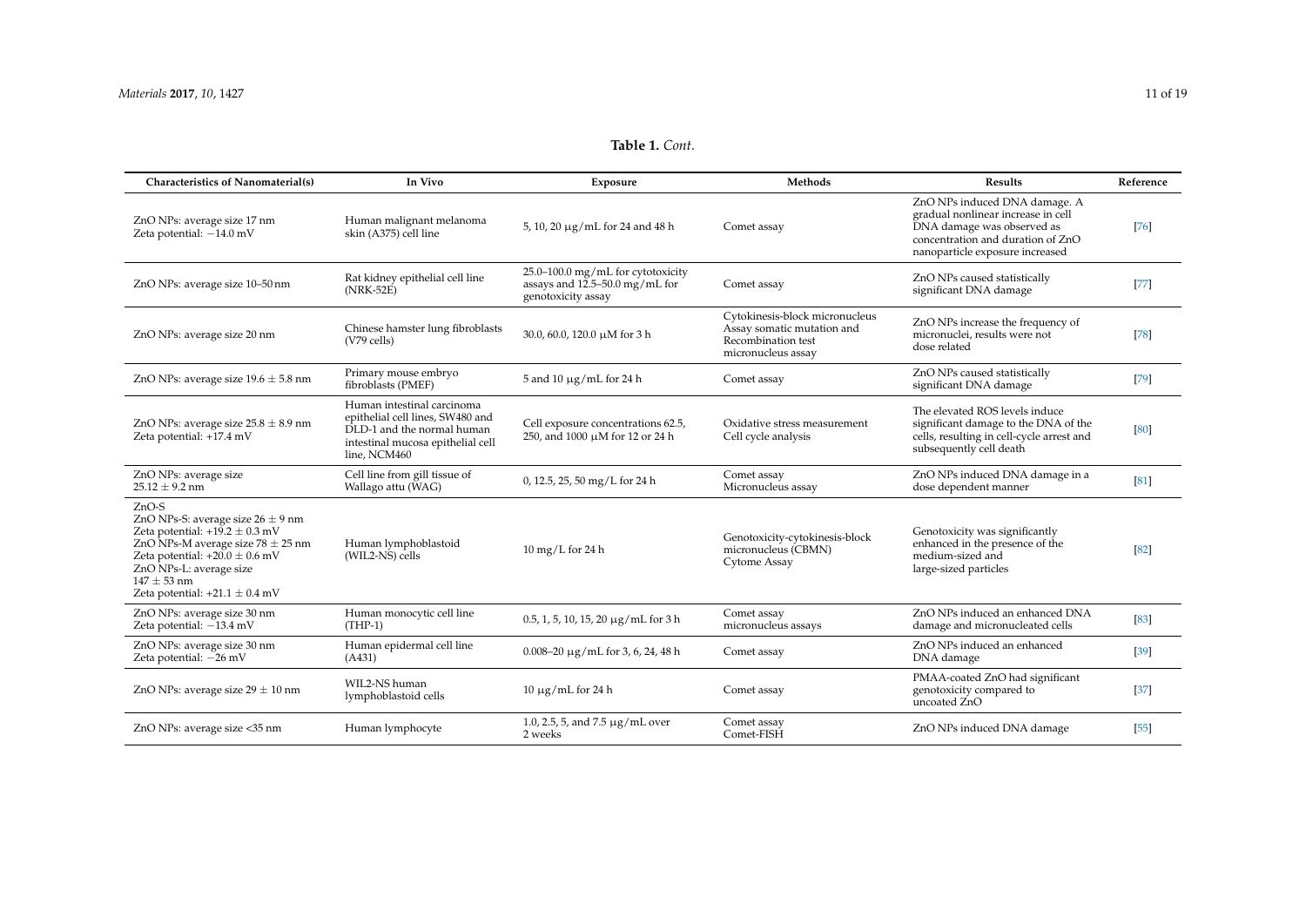**Table 1.** *Cont.*

| Characteristics of Nanomaterial(s) | In Vivo | Exposure | Methods | Results | Reference |
|---|---|---|---|---|---|
| ZnO NPs: average size 17 nm<br>Zeta potential: −14.0 mV | Human malignant melanoma skin (A375) cell line | 5, 10, 20 μg/mL for 24 and 48 h | Comet assay | ZnO NPs induced DNA damage. A gradual nonlinear increase in cell DNA damage was observed as concentration and duration of ZnO nanoparticle exposure increased | [76] |
| ZnO NPs: average size 10–50 nm | Rat kidney epithelial cell line (NRK-52E) | 25.0–100.0 mg/mL for cytotoxicity assays and 12.5–50.0 mg/mL for genotoxicity assay | Comet assay | ZnO NPs caused statistically significant DNA damage | [77] |
| ZnO NPs: average size 20 nm | Chinese hamster lung fibroblasts (V79 cells) | 30.0, 60.0, 120.0 μM for 3 h | Cytokinesis-block micronucleus Assay somatic mutation and Recombination test micronucleus assay | ZnO NPs increase the frequency of micronuclei, results were not dose related | [78] |
| ZnO NPs: average size 19.6 ± 5.8 nm | Primary mouse embryo fibroblasts (PMEF) | 5 and 10 μg/mL for 24 h | Comet assay | ZnO NPs caused statistically significant DNA damage | [79] |
| ZnO NPs: average size 25.8 ± 8.9 nm<br>Zeta potential: +17.4 mV | Human intestinal carcinoma epithelial cell lines, SW480 and DLD-1 and the normal human intestinal mucosa epithelial cell line, NCM460 | Cell exposure concentrations 62.5, 250, and 1000 μM for 12 or 24 h | Oxidative stress measurement<br>Cell cycle analysis | The elevated ROS levels induce significant damage to the DNA of the cells, resulting in cell-cycle arrest and subsequently cell death | [80] |
| ZnO NPs: average size 25.12 ± 9.2 nm | Cell line from gill tissue of Wallago attu (WAG) | 0, 12.5, 25, 50 mg/L for 24 h | Comet assay<br>Micronucleus assay | ZnO NPs induced DNA damage in a dose dependent manner | [81] |
| ZnO-S<br>ZnO NPs-S: average size 26 ± 9 nm<br>Zeta potential: +19.2 ± 0.3 mV<br>ZnO NPs-M average size 78 ± 25 nm<br>Zeta potential: +20.0 ± 0.6 mV<br>ZnO NPs-L: average size 147 ± 53 nm<br>Zeta potential: +21.1 ± 0.4 mV | Human lymphoblastoid (WIL2-NS) cells | 10 mg/L for 24 h | Genotoxicity-cytokinesis-block micronucleus (CBMN) Cytome Assay | Genotoxicity was significantly enhanced in the presence of the medium-sized and large-sized particles | [82] |
| ZnO NPs: average size 30 nm<br>Zeta potential: −13.4 mV | Human monocytic cell line (THP-1) | 0.5, 1, 5, 10, 15, 20 μg/mL for 3 h | Comet assay<br>micronucleus assays | ZnO NPs induced an enhanced DNA damage and micronucleated cells | [83] |
| ZnO NPs: average size 30 nm<br>Zeta potential: −26 mV | Human epidermal cell line (A431) | 0.008–20 μg/mL for 3, 6, 24, 48 h | Comet assay | ZnO NPs induced an enhanced DNA damage | [39] |
| ZnO NPs: average size 29 ± 10 nm | WIL2-NS human lymphoblastoid cells | 10 μg/mL for 24 h | Comet assay | PMAA-coated ZnO had significant genotoxicity compared to uncoated ZnO | [37] |
| ZnO NPs: average size <35 nm | Human lymphocyte | 1.0, 2.5, 5, and 7.5 μg/mL over 2 weeks | Comet assay<br>Comet-FISH | ZnO NPs induced DNA damage | [55] |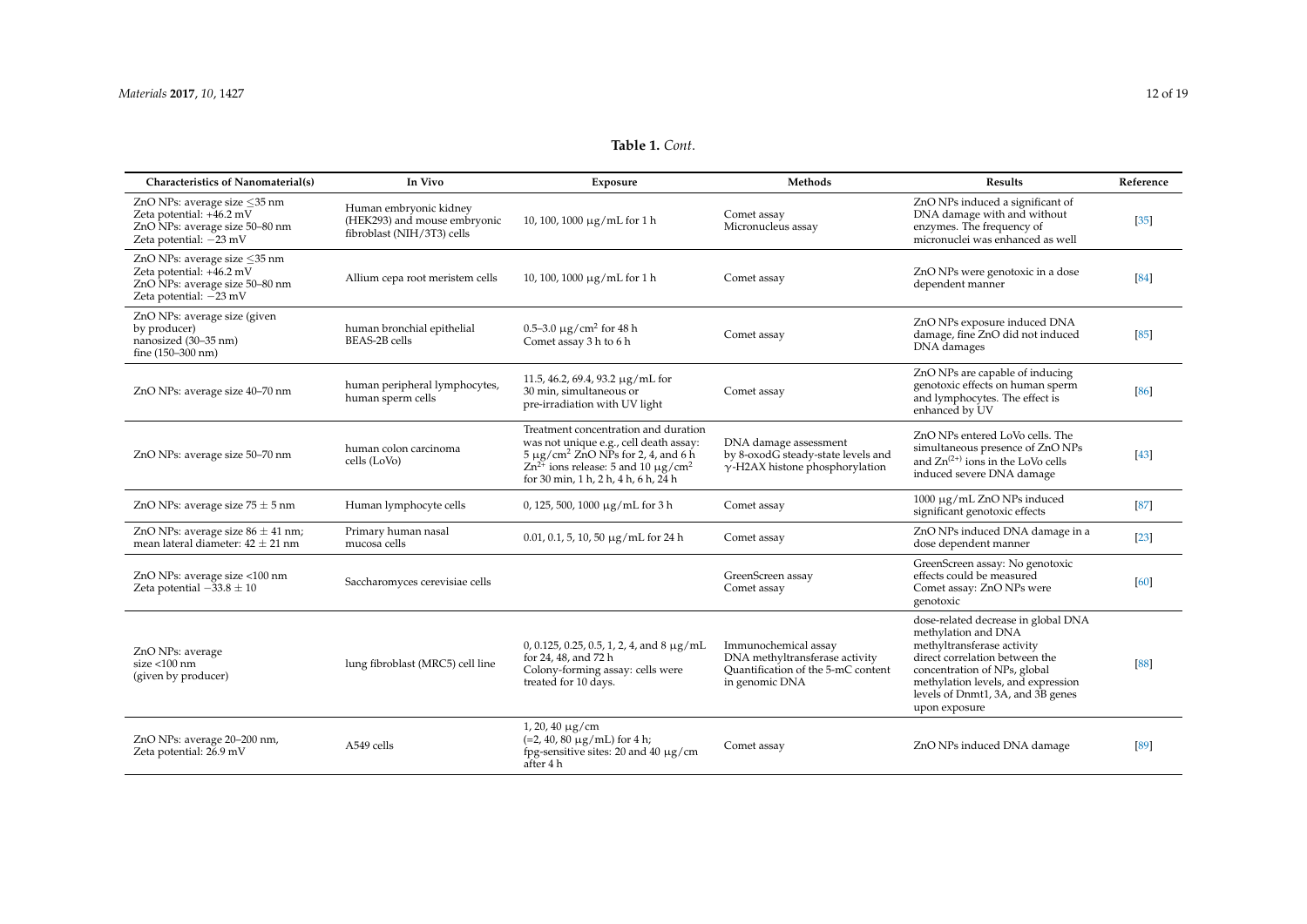**Table 1.** *Cont.*

| Characteristics of Nanomaterial(s) | In Vivo | Exposure | Methods | Results | Reference |
|---|---|---|---|---|---|
| ZnO NPs: average size ≤35 nm<br>Zeta potential: +46.2 mV<br>ZnO NPs: average size 50–80 nm<br>Zeta potential: −23 mV | Human embryonic kidney (HEK293) and mouse embryonic fibroblast (NIH/3T3) cells | 10, 100, 1000 μg/mL for 1 h | Comet assay<br>Micronucleus assay | ZnO NPs induced a significant of DNA damage with and without enzymes. The frequency of micronuclei was enhanced as well | [35] |
| ZnO NPs: average size ≤35 nm<br>Zeta potential: +46.2 mV<br>ZnO NPs: average size 50–80 nm<br>Zeta potential: −23 mV | Allium cepa root meristem cells | 10, 100, 1000 μg/mL for 1 h | Comet assay | ZnO NPs were genotoxic in a dose dependent manner | [84] |
| ZnO NPs: average size (given by producer)<br>nanosized (30–35 nm)<br>fine (150–300 nm) | human bronchial epithelial BEAS-2B cells | 0.5–3.0 $\mu g/cm^2$ for 48 h<br>Comet assay 3 h to 6 h | Comet assay | ZnO NPs exposure induced DNA damage, fine ZnO did not induced DNA damages | [85] |
| ZnO NPs: average size 40–70 nm | human peripheral lymphocytes, human sperm cells | 11.5, 46.2, 69.4, 93.2 μg/mL for 30 min, simultaneous or pre-irradiation with UV light | Comet assay | ZnO NPs are capable of inducing genotoxic effects on human sperm and lymphocytes. The effect is enhanced by UV | [86] |
| ZnO NPs: average size 50–70 nm | human colon carcinoma cells (LoVo) | Treatment concentration and duration was not unique e.g., cell death assay: 5 $\mu g/cm^2$ ZnO NPs for 2, 4, and 6 h<br>$Zn^{2+}$ ions release: 5 and 10 $\mu g/cm^2$ for 30 min, 1 h, 2 h, 4 h, 6 h, 24 h | DNA damage assessment by 8-oxodG steady-state levels and γ-H2AX histone phosphorylation | ZnO NPs entered LoVo cells. The simultaneous presence of ZnO NPs and $Zn^{(2+)}$ ions in the LoVo cells induced severe DNA damage | [43] |
| ZnO NPs: average size 75 ± 5 nm | Human lymphocyte cells | 0, 125, 500, 1000 μg/mL for 3 h | Comet assay | 1000 μg/mL ZnO NPs induced significant genotoxic effects | [87] |
| ZnO NPs: average size 86 ± 41 nm; mean lateral diameter: 42 ± 21 nm | Primary human nasal mucosa cells | 0.01, 0.1, 5, 10, 50 μg/mL for 24 h | Comet assay | ZnO NPs induced DNA damage in a dose dependent manner | [23] |
| ZnO NPs: average size <100 nm<br>Zeta potential −33.8 ± 10 | Saccharomyces cerevisiae cells | | GreenScreen assay<br>Comet assay | GreenScreen assay: No genotoxic effects could be measured<br>Comet assay: ZnO NPs were genotoxic | [60] |
| ZnO NPs: average size <100 nm<br>(given by producer) | lung fibroblast (MRC5) cell line | 0, 0.125, 0.25, 0.5, 1, 2, 4, and 8 μg/mL for 24, 48, and 72 h<br>Colony-forming assay: cells were treated for 10 days. | Immunochemical assay<br>DNA methyltransferase activity<br>Quantification of the 5-mC content in genomic DNA | dose-related decrease in global DNA methylation and DNA methyltransferase activity<br>direct correlation between the concentration of NPs, global methylation levels, and expression levels of Dnmt1, 3A, and 3B genes upon exposure | [88] |
| ZnO NPs: average 20–200 nm,<br>Zeta potential: 26.9 mV | A549 cells | 1, 20, 40 μg/cm<br>(=2, 40, 80 μg/mL) for 4 h;<br>fpg-sensitive sites: 20 and 40 μg/cm after 4 h | Comet assay | ZnO NPs induced DNA damage | [89] |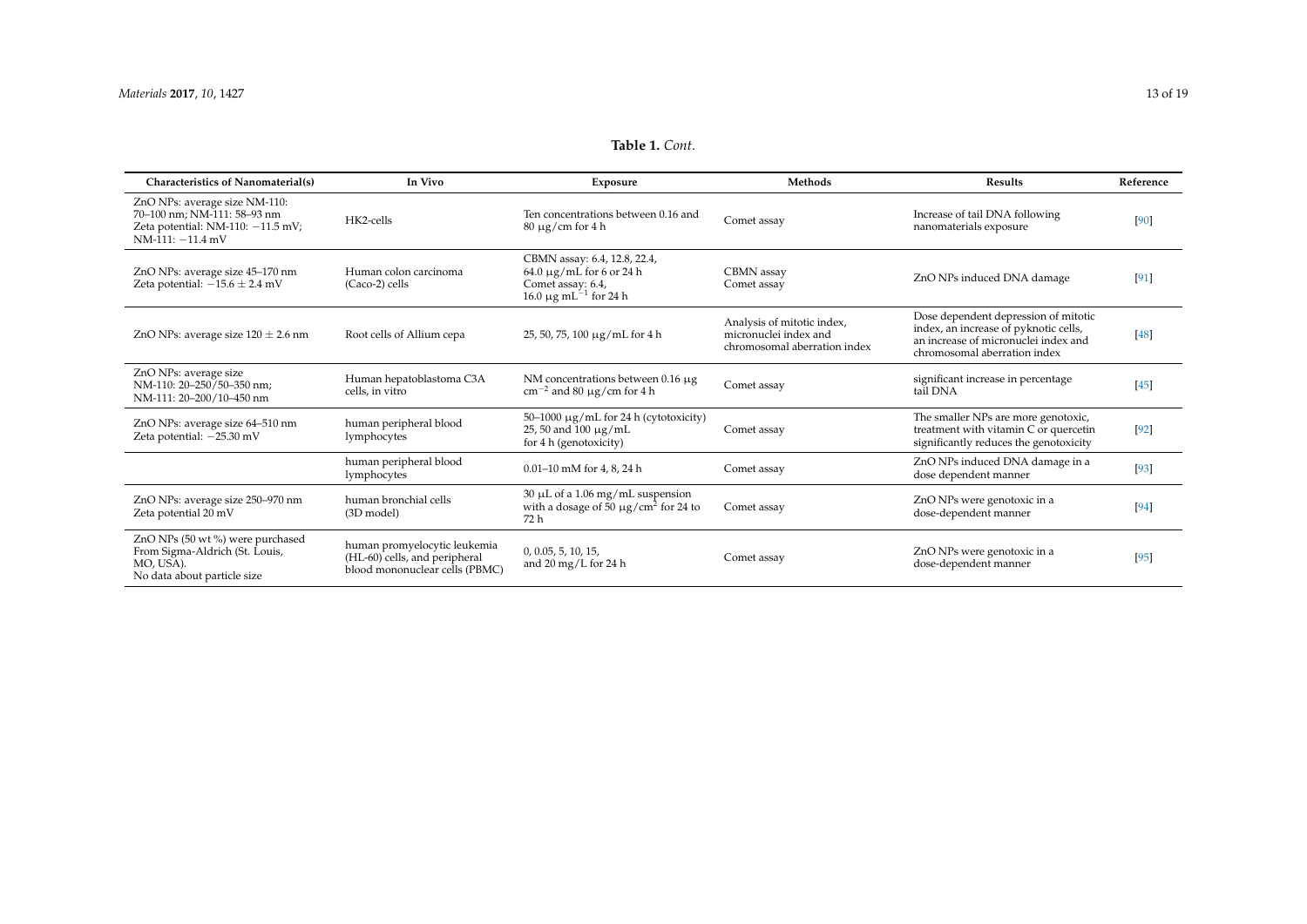**Table 1.** *Cont.*

| Characteristics of Nanomaterial(s) | In Vivo | Exposure | Methods | Results | Reference |
|---|---|---|---|---|---|
| ZnO NPs: average size NM-110: 70–100 nm; NM-111: 58–93 nm Zeta potential: NM-110: −11.5 mV; NM-111: −11.4 mV | HK2-cells | Ten concentrations between 0.16 and 80 μg/cm for 4 h | Comet assay | Increase of tail DNA following nanomaterials exposure | [90] |
| ZnO NPs: average size 45–170 nm Zeta potential: −15.6 ± 2.4 mV | Human colon carcinoma (Caco-2) cells | CBMN assay: 6.4, 12.8, 22.4, 64.0 μg/mL for 6 or 24 h Comet assay: 6.4, 16.0 μg $mL^{-1}$ for 24 h | CBMN assay Comet assay | ZnO NPs induced DNA damage | [91] |
| ZnO NPs: average size 120 ± 2.6 nm | Root cells of Allium cepa | 25, 50, 75, 100 μg/mL for 4 h | Analysis of mitotic index, micronuclei index and chromosomal aberration index | Dose dependent depression of mitotic index, an increase of pyknotic cells, an increase of micronuclei index and chromosomal aberration index | [48] |
| ZnO NPs: average size NM-110: 20–250/50–350 nm; NM-111: 20–200/10–450 nm | Human hepatoblastoma C3A cells, in vitro | NM concentrations between 0.16 μg $cm^{-2}$ and 80 μg/cm for 4 h | Comet assay | significant increase in percentage tail DNA | [45] |
| ZnO NPs: average size 64–510 nm Zeta potential: −25.30 mV | human peripheral blood lymphocytes | 50–1000 μg/mL for 24 h (cytotoxicity) 25, 50 and 100 μg/mL for 4 h (genotoxicity) | Comet assay | The smaller NPs are more genotoxic, treatment with vitamin C or quercetin significantly reduces the genotoxicity | [92] |
| | human peripheral blood lymphocytes | 0.01–10 mM for 4, 8, 24 h | Comet assay | ZnO NPs induced DNA damage in a dose dependent manner | [93] |
| ZnO NPs: average size 250–970 nm Zeta potential 20 mV | human bronchial cells (3D model) | 30 μL of a 1.06 mg/mL suspension with a dosage of 50 μg/$cm^2$ for 24 to 72 h | Comet assay | ZnO NPs were genotoxic in a dose-dependent manner | [94] |
| ZnO NPs (50 wt %) were purchased From Sigma-Aldrich (St. Louis, MO, USA). No data about particle size | human promyelocytic leukemia (HL-60) cells, and peripheral blood mononuclear cells (PBMC) | 0, 0.05, 5, 10, 15, and 20 mg/L for 24 h | Comet assay | ZnO NPs were genotoxic in a dose-dependent manner | [95] |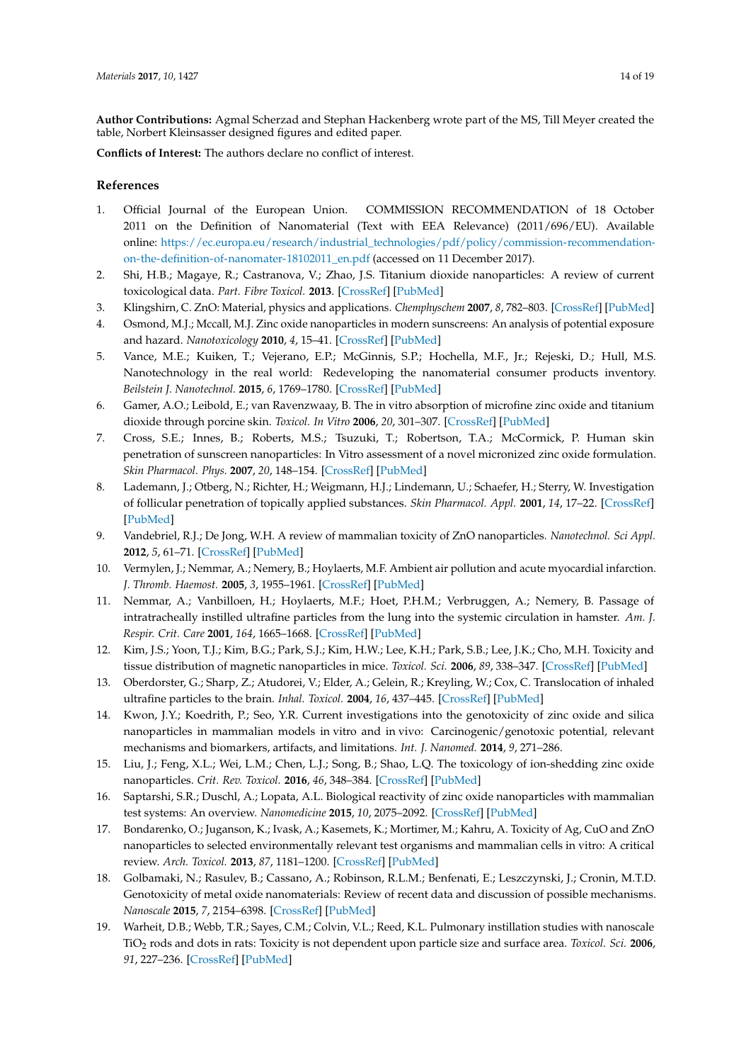**Author Contributions:** Agmal Scherzad and Stephan Hackenberg wrote part of the MS, Till Meyer created the table, Norbert Kleinsasser designed figures and edited paper.

**Conflicts of Interest:** The authors declare no conflict of interest.

## References

1. Official Journal of the European Union. COMMISSION RECOMMENDATION of 18 October 2011 on the Definition of Nanomaterial (Text with EEA Relevance) (2011/696/EU). Available online: https://ec.europa.eu/research/industrial_technologies/pdf/policy/commission-recommendation-on-the-definition-of-nanomater-18102011_en.pdf (accessed on 11 December 2017).
2. Shi, H.B.; Magaye, R.; Castranova, V.; Zhao, J.S. Titanium dioxide nanoparticles: A review of current toxicological data. *Part. Fibre Toxicol.* **2013**. [CrossRef] [PubMed]
3. Klingshirn, C. ZnO: Material, physics and applications. *Chemphyschem* **2007**, *8*, 782–803. [CrossRef] [PubMed]
4. Osmond, M.J.; Mccall, M.J. Zinc oxide nanoparticles in modern sunscreens: An analysis of potential exposure and hazard. *Nanotoxicology* **2010**, *4*, 15–41. [CrossRef] [PubMed]
5. Vance, M.E.; Kuiken, T.; Vejerano, E.P.; McGinnis, S.P.; Hochella, M.F., Jr.; Rejeski, D.; Hull, M.S. Nanotechnology in the real world: Redeveloping the nanomaterial consumer products inventory. *Beilstein J. Nanotechnol.* **2015**, *6*, 1769–1780. [CrossRef] [PubMed]
6. Gamer, A.O.; Leibold, E.; van Ravenzwaay, B. The in vitro absorption of microfine zinc oxide and titanium dioxide through porcine skin. *Toxicol. In Vitro* **2006**, *20*, 301–307. [CrossRef] [PubMed]
7. Cross, S.E.; Innes, B.; Roberts, M.S.; Tsuzuki, T.; Robertson, T.A.; McCormick, P. Human skin penetration of sunscreen nanoparticles: In Vitro assessment of a novel micronized zinc oxide formulation. *Skin Pharmacol. Phys.* **2007**, *20*, 148–154. [CrossRef] [PubMed]
8. Lademann, J.; Otberg, N.; Richter, H.; Weigmann, H.J.; Lindemann, U.; Schaefer, H.; Sterry, W. Investigation of follicular penetration of topically applied substances. *Skin Pharmacol. Appl.* **2001**, *14*, 17–22. [CrossRef] [PubMed]
9. Vandebriel, R.J.; De Jong, W.H. A review of mammalian toxicity of ZnO nanoparticles. *Nanotechnol. Sci Appl.* **2012**, *5*, 61–71. [CrossRef] [PubMed]
10. Vermylen, J.; Nemmar, A.; Nemery, B.; Hoylaerts, M.F. Ambient air pollution and acute myocardial infarction. *J. Thromb. Haemost.* **2005**, *3*, 1955–1961. [CrossRef] [PubMed]
11. Nemmar, A.; Vanbilloen, H.; Hoylaerts, M.F.; Hoet, P.H.M.; Verbruggen, A.; Nemery, B. Passage of intratracheally instilled ultrafine particles from the lung into the systemic circulation in hamster. *Am. J. Respir. Crit. Care* **2001**, *164*, 1665–1668. [CrossRef] [PubMed]
12. Kim, J.S.; Yoon, T.J.; Kim, B.G.; Park, S.J.; Kim, H.W.; Lee, K.H.; Park, S.B.; Lee, J.K.; Cho, M.H. Toxicity and tissue distribution of magnetic nanoparticles in mice. *Toxicol. Sci.* **2006**, *89*, 338–347. [CrossRef] [PubMed]
13. Oberdorster, G.; Sharp, Z.; Atudorei, V.; Elder, A.; Gelein, R.; Kreyling, W.; Cox, C. Translocation of inhaled ultrafine particles to the brain. *Inhal. Toxicol.* **2004**, *16*, 437–445. [CrossRef] [PubMed]
14. Kwon, J.Y.; Koedrith, P.; Seo, Y.R. Current investigations into the genotoxicity of zinc oxide and silica nanoparticles in mammalian models in vitro and in vivo: Carcinogenic/genotoxic potential, relevant mechanisms and biomarkers, artifacts, and limitations. *Int. J. Nanomed.* **2014**, *9*, 271–286.
15. Liu, J.; Feng, X.L.; Wei, L.M.; Chen, L.J.; Song, B.; Shao, L.Q. The toxicology of ion-shedding zinc oxide nanoparticles. *Crit. Rev. Toxicol.* **2016**, *46*, 348–384. [CrossRef] [PubMed]
16. Saptarshi, S.R.; Duschl, A.; Lopata, A.L. Biological reactivity of zinc oxide nanoparticles with mammalian test systems: An overview. *Nanomedicine* **2015**, *10*, 2075–2092. [CrossRef] [PubMed]
17. Bondarenko, O.; Juganson, K.; Ivask, A.; Kasemets, K.; Mortimer, M.; Kahru, A. Toxicity of Ag, CuO and ZnO nanoparticles to selected environmentally relevant test organisms and mammalian cells in vitro: A critical review. *Arch. Toxicol.* **2013**, *87*, 1181–1200. [CrossRef] [PubMed]
18. Golbamaki, N.; Rasulev, B.; Cassano, A.; Robinson, R.L.M.; Benfenati, E.; Leszczynski, J.; Cronin, M.T.D. Genotoxicity of metal oxide nanomaterials: Review of recent data and discussion of possible mechanisms. *Nanoscale* **2015**, *7*, 2154–6398. [CrossRef] [PubMed]
19. Warheit, D.B.; Webb, T.R.; Sayes, C.M.; Colvin, V.L.; Reed, K.L. Pulmonary instillation studies with nanoscale $TiO_2$ rods and dots in rats: Toxicity is not dependent upon particle size and surface area. *Toxicol. Sci.* **2006**, *91*, 227–236. [CrossRef] [PubMed]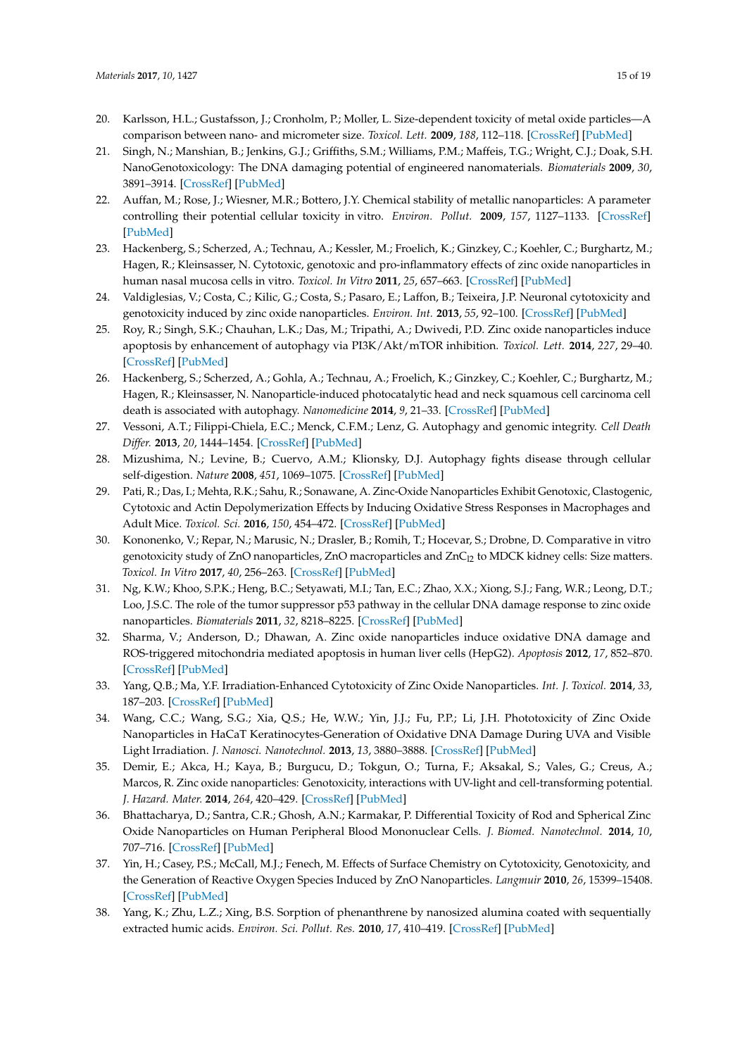20. Karlsson, H.L.; Gustafsson, J.; Cronholm, P.; Moller, L. Size-dependent toxicity of metal oxide particles—A comparison between nano- and micrometer size. *Toxicol. Lett.* **2009**, *188*, 112–118. [CrossRef] [PubMed]
21. Singh, N.; Manshian, B.; Jenkins, G.J.; Griffiths, S.M.; Williams, P.M.; Maffeis, T.G.; Wright, C.J.; Doak, S.H. NanoGenotoxicology: The DNA damaging potential of engineered nanomaterials. *Biomaterials* **2009**, *30*, 3891–3914. [CrossRef] [PubMed]
22. Auffan, M.; Rose, J.; Wiesner, M.R.; Bottero, J.Y. Chemical stability of metallic nanoparticles: A parameter controlling their potential cellular toxicity in vitro. *Environ. Pollut.* **2009**, *157*, 1127–1133. [CrossRef] [PubMed]
23. Hackenberg, S.; Scherzed, A.; Technau, A.; Kessler, M.; Froelich, K.; Ginzkey, C.; Koehler, C.; Burghartz, M.; Hagen, R.; Kleinsasser, N. Cytotoxic, genotoxic and pro-inflammatory effects of zinc oxide nanoparticles in human nasal mucosa cells in vitro. *Toxicol. In Vitro* **2011**, *25*, 657–663. [CrossRef] [PubMed]
24. Valdiglesias, V.; Costa, C.; Kilic, G.; Costa, S.; Pasaro, E.; Laffon, B.; Teixeira, J.P. Neuronal cytotoxicity and genotoxicity induced by zinc oxide nanoparticles. *Environ. Int.* **2013**, *55*, 92–100. [CrossRef] [PubMed]
25. Roy, R.; Singh, S.K.; Chauhan, L.K.; Das, M.; Tripathi, A.; Dwivedi, P.D. Zinc oxide nanoparticles induce apoptosis by enhancement of autophagy via PI3K/Akt/mTOR inhibition. *Toxicol. Lett.* **2014**, *227*, 29–40. [CrossRef] [PubMed]
26. Hackenberg, S.; Scherzed, A.; Gohla, A.; Technau, A.; Froelich, K.; Ginzkey, C.; Koehler, C.; Burghartz, M.; Hagen, R.; Kleinsasser, N. Nanoparticle-induced photocatalytic head and neck squamous cell carcinoma cell death is associated with autophagy. *Nanomedicine* **2014**, *9*, 21–33. [CrossRef] [PubMed]
27. Vessoni, A.T.; Filippi-Chiela, E.C.; Menck, C.F.M.; Lenz, G. Autophagy and genomic integrity. *Cell Death Differ.* **2013**, *20*, 1444–1454. [CrossRef] [PubMed]
28. Mizushima, N.; Levine, B.; Cuervo, A.M.; Klionsky, D.J. Autophagy fights disease through cellular self-digestion. *Nature* **2008**, *451*, 1069–1075. [CrossRef] [PubMed]
29. Pati, R.; Das, I.; Mehta, R.K.; Sahu, R.; Sonawane, A. Zinc-Oxide Nanoparticles Exhibit Genotoxic, Clastogenic, Cytotoxic and Actin Depolymerization Effects by Inducing Oxidative Stress Responses in Macrophages and Adult Mice. *Toxicol. Sci.* **2016**, *150*, 454–472. [CrossRef] [PubMed]
30. Kononenko, V.; Repar, N.; Marusic, N.; Drasler, B.; Romih, T.; Hocevar, S.; Drobne, D. Comparative in vitro genotoxicity study of ZnO nanoparticles, ZnO macroparticles and $ZnCl_2$ to MDCK kidney cells: Size matters. *Toxicol. In Vitro* **2017**, *40*, 256–263. [CrossRef] [PubMed]
31. Ng, K.W.; Khoo, S.P.K.; Heng, B.C.; Setyawati, M.I.; Tan, E.C.; Zhao, X.X.; Xiong, S.J.; Fang, W.R.; Leong, D.T.; Loo, J.S.C. The role of the tumor suppressor p53 pathway in the cellular DNA damage response to zinc oxide nanoparticles. *Biomaterials* **2011**, *32*, 8218–8225. [CrossRef] [PubMed]
32. Sharma, V.; Anderson, D.; Dhawan, A. Zinc oxide nanoparticles induce oxidative DNA damage and ROS-triggered mitochondria mediated apoptosis in human liver cells (HepG2). *Apoptosis* **2012**, *17*, 852–870. [CrossRef] [PubMed]
33. Yang, Q.B.; Ma, Y.F. Irradiation-Enhanced Cytotoxicity of Zinc Oxide Nanoparticles. *Int. J. Toxicol.* **2014**, *33*, 187–203. [CrossRef] [PubMed]
34. Wang, C.C.; Wang, S.G.; Xia, Q.S.; He, W.W.; Yin, J.J.; Fu, P.P.; Li, J.H. Phototoxicity of Zinc Oxide Nanoparticles in HaCaT Keratinocytes-Generation of Oxidative DNA Damage During UVA and Visible Light Irradiation. *J. Nanosci. Nanotechnol.* **2013**, *13*, 3880–3888. [CrossRef] [PubMed]
35. Demir, E.; Akca, H.; Kaya, B.; Burgucu, D.; Tokgun, O.; Turna, F.; Aksakal, S.; Vales, G.; Creus, A.; Marcos, R. Zinc oxide nanoparticles: Genotoxicity, interactions with UV-light and cell-transforming potential. *J. Hazard. Mater.* **2014**, *264*, 420–429. [CrossRef] [PubMed]
36. Bhattacharya, D.; Santra, C.R.; Ghosh, A.N.; Karmakar, P. Differential Toxicity of Rod and Spherical Zinc Oxide Nanoparticles on Human Peripheral Blood Mononuclear Cells. *J. Biomed. Nanotechnol.* **2014**, *10*, 707–716. [CrossRef] [PubMed]
37. Yin, H.; Casey, P.S.; McCall, M.J.; Fenech, M. Effects of Surface Chemistry on Cytotoxicity, Genotoxicity, and the Generation of Reactive Oxygen Species Induced by ZnO Nanoparticles. *Langmuir* **2010**, *26*, 15399–15408. [CrossRef] [PubMed]
38. Yang, K.; Zhu, L.Z.; Xing, B.S. Sorption of phenanthrene by nanosized alumina coated with sequentially extracted humic acids. *Environ. Sci. Pollut. Res.* **2010**, *17*, 410–419. [CrossRef] [PubMed]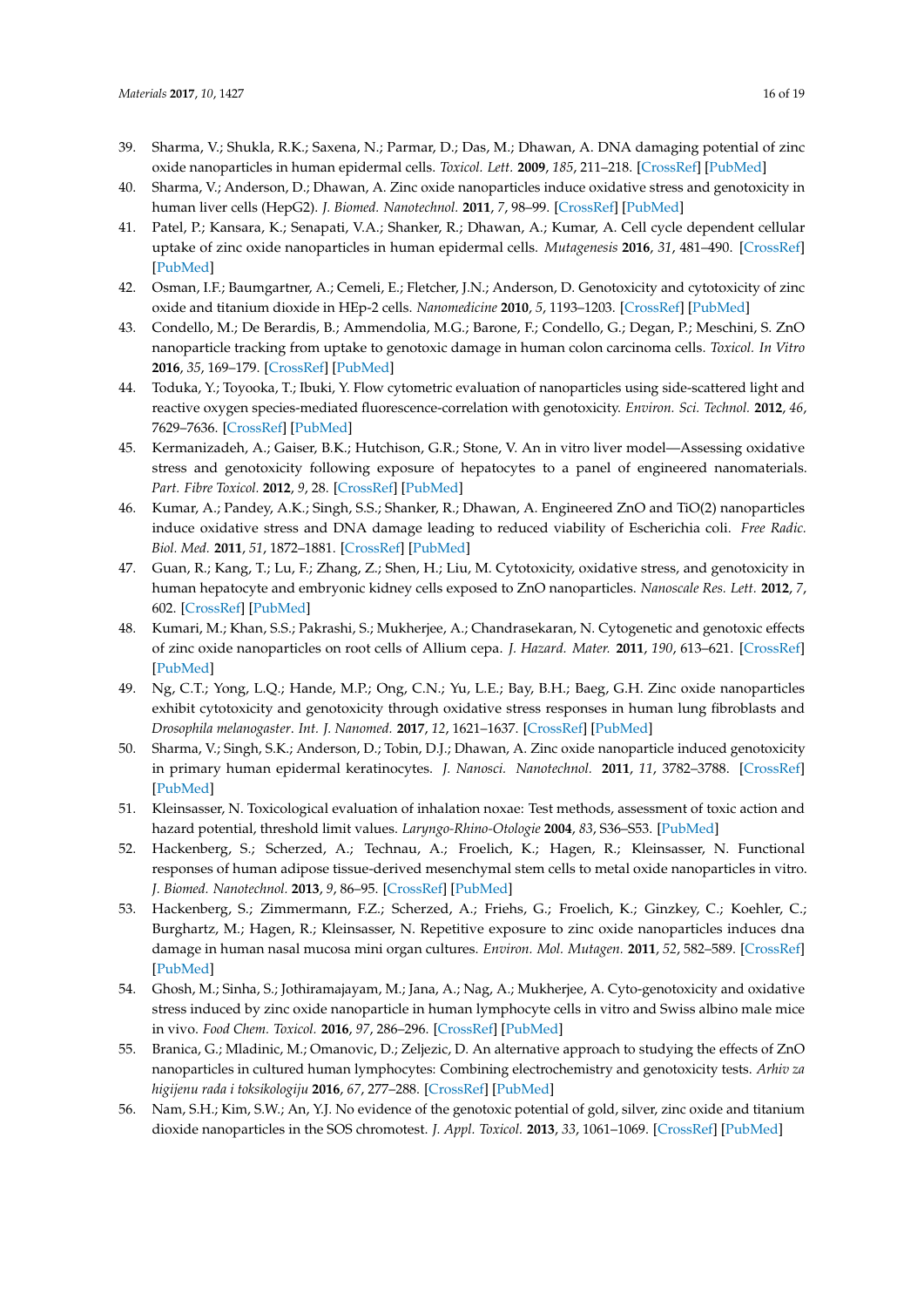39. Sharma, V.; Shukla, R.K.; Saxena, N.; Parmar, D.; Das, M.; Dhawan, A. DNA damaging potential of zinc oxide nanoparticles in human epidermal cells. *Toxicol. Lett.* **2009**, *185*, 211–218. [CrossRef] [PubMed]
40. Sharma, V.; Anderson, D.; Dhawan, A. Zinc oxide nanoparticles induce oxidative stress and genotoxicity in human liver cells (HepG2). *J. Biomed. Nanotechnol.* **2011**, *7*, 98–99. [CrossRef] [PubMed]
41. Patel, P.; Kansara, K.; Senapati, V.A.; Shanker, R.; Dhawan, A.; Kumar, A. Cell cycle dependent cellular uptake of zinc oxide nanoparticles in human epidermal cells. *Mutagenesis* **2016**, *31*, 481–490. [CrossRef] [PubMed]
42. Osman, I.F.; Baumgartner, A.; Cemeli, E.; Fletcher, J.N.; Anderson, D. Genotoxicity and cytotoxicity of zinc oxide and titanium dioxide in HEp-2 cells. *Nanomedicine* **2010**, *5*, 1193–1203. [CrossRef] [PubMed]
43. Condello, M.; De Berardis, B.; Ammendolia, M.G.; Barone, F.; Condello, G.; Degan, P.; Meschini, S. ZnO nanoparticle tracking from uptake to genotoxic damage in human colon carcinoma cells. *Toxicol. In Vitro* **2016**, *35*, 169–179. [CrossRef] [PubMed]
44. Toduka, Y.; Toyooka, T.; Ibuki, Y. Flow cytometric evaluation of nanoparticles using side-scattered light and reactive oxygen species-mediated fluorescence-correlation with genotoxicity. *Environ. Sci. Technol.* **2012**, *46*, 7629–7636. [CrossRef] [PubMed]
45. Kermanizadeh, A.; Gaiser, B.K.; Hutchison, G.R.; Stone, V. An in vitro liver model—Assessing oxidative stress and genotoxicity following exposure of hepatocytes to a panel of engineered nanomaterials. *Part. Fibre Toxicol.* **2012**, *9*, 28. [CrossRef] [PubMed]
46. Kumar, A.; Pandey, A.K.; Singh, S.S.; Shanker, R.; Dhawan, A. Engineered ZnO and TiO(2) nanoparticles induce oxidative stress and DNA damage leading to reduced viability of Escherichia coli. *Free Radic. Biol. Med.* **2011**, *51*, 1872–1881. [CrossRef] [PubMed]
47. Guan, R.; Kang, T.; Lu, F.; Zhang, Z.; Shen, H.; Liu, M. Cytotoxicity, oxidative stress, and genotoxicity in human hepatocyte and embryonic kidney cells exposed to ZnO nanoparticles. *Nanoscale Res. Lett.* **2012**, *7*, 602. [CrossRef] [PubMed]
48. Kumari, M.; Khan, S.S.; Pakrashi, S.; Mukherjee, A.; Chandrasekaran, N. Cytogenetic and genotoxic effects of zinc oxide nanoparticles on root cells of Allium cepa. *J. Hazard. Mater.* **2011**, *190*, 613–621. [CrossRef] [PubMed]
49. Ng, C.T.; Yong, L.Q.; Hande, M.P.; Ong, C.N.; Yu, L.E.; Bay, B.H.; Baeg, G.H. Zinc oxide nanoparticles exhibit cytotoxicity and genotoxicity through oxidative stress responses in human lung fibroblasts and *Drosophila melanogaster*. *Int. J. Nanomed.* **2017**, *12*, 1621–1637. [CrossRef] [PubMed]
50. Sharma, V.; Singh, S.K.; Anderson, D.; Tobin, D.J.; Dhawan, A. Zinc oxide nanoparticle induced genotoxicity in primary human epidermal keratinocytes. *J. Nanosci. Nanotechnol.* **2011**, *11*, 3782–3788. [CrossRef] [PubMed]
51. Kleinsasser, N. Toxicological evaluation of inhalation noxae: Test methods, assessment of toxic action and hazard potential, threshold limit values. *Laryngo-Rhino-Otologie* **2004**, *83*, S36–S53. [PubMed]
52. Hackenberg, S.; Scherzed, A.; Technau, A.; Froelich, K.; Hagen, R.; Kleinsasser, N. Functional responses of human adipose tissue-derived mesenchymal stem cells to metal oxide nanoparticles in vitro. *J. Biomed. Nanotechnol.* **2013**, *9*, 86–95. [CrossRef] [PubMed]
53. Hackenberg, S.; Zimmermann, F.Z.; Scherzed, A.; Friehs, G.; Froelich, K.; Ginzkey, C.; Koehler, C.; Burghartz, M.; Hagen, R.; Kleinsasser, N. Repetitive exposure to zinc oxide nanoparticles induces dna damage in human nasal mucosa mini organ cultures. *Environ. Mol. Mutagen.* **2011**, *52*, 582–589. [CrossRef] [PubMed]
54. Ghosh, M.; Sinha, S.; Jothiramajayam, M.; Jana, A.; Nag, A.; Mukherjee, A. Cyto-genotoxicity and oxidative stress induced by zinc oxide nanoparticle in human lymphocyte cells in vitro and Swiss albino male mice in vivo. *Food Chem. Toxicol.* **2016**, *97*, 286–296. [CrossRef] [PubMed]
55. Branica, G.; Mladinic, M.; Omanovic, D.; Zeljezic, D. An alternative approach to studying the effects of ZnO nanoparticles in cultured human lymphocytes: Combining electrochemistry and genotoxicity tests. *Arhiv za higijenu rada i toksikologiju* **2016**, *67*, 277–288. [CrossRef] [PubMed]
56. Nam, S.H.; Kim, S.W.; An, Y.J. No evidence of the genotoxic potential of gold, silver, zinc oxide and titanium dioxide nanoparticles in the SOS chromotest. *J. Appl. Toxicol.* **2013**, *33*, 1061–1069. [CrossRef] [PubMed]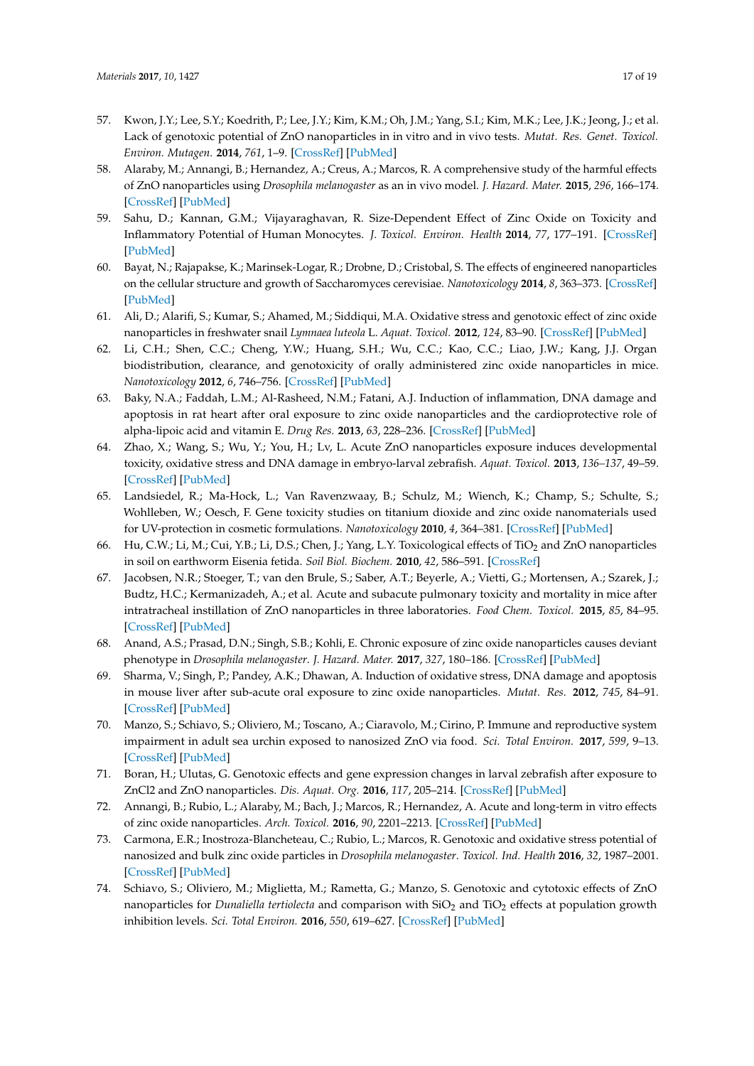57. Kwon, J.Y.; Lee, S.Y.; Koedrith, P.; Lee, J.Y.; Kim, K.M.; Oh, J.M.; Yang, S.I.; Kim, M.K.; Lee, J.K.; Jeong, J.; et al. Lack of genotoxic potential of ZnO nanoparticles in in vitro and in vivo tests. *Mutat. Res. Genet. Toxicol. Environ. Mutagen.* **2014**, *761*, 1–9. [CrossRef] [PubMed]
58. Alaraby, M.; Annangi, B.; Hernandez, A.; Creus, A.; Marcos, R. A comprehensive study of the harmful effects of ZnO nanoparticles using *Drosophila melanogaster* as an in vivo model. *J. Hazard. Mater.* **2015**, *296*, 166–174. [CrossRef] [PubMed]
59. Sahu, D.; Kannan, G.M.; Vijayaraghavan, R. Size-Dependent Effect of Zinc Oxide on Toxicity and Inflammatory Potential of Human Monocytes. *J. Toxicol. Environ. Health* **2014**, *77*, 177–191. [CrossRef] [PubMed]
60. Bayat, N.; Rajapakse, K.; Marinsek-Logar, R.; Drobne, D.; Cristobal, S. The effects of engineered nanoparticles on the cellular structure and growth of Saccharomyces cerevisiae. *Nanotoxicology* **2014**, *8*, 363–373. [CrossRef] [PubMed]
61. Ali, D.; Alarifi, S.; Kumar, S.; Ahamed, M.; Siddiqui, M.A. Oxidative stress and genotoxic effect of zinc oxide nanoparticles in freshwater snail *Lymnaea luteola* L. *Aquat. Toxicol.* **2012**, *124*, 83–90. [CrossRef] [PubMed]
62. Li, C.H.; Shen, C.C.; Cheng, Y.W.; Huang, S.H.; Wu, C.C.; Kao, C.C.; Liao, J.W.; Kang, J.J. Organ biodistribution, clearance, and genotoxicity of orally administered zinc oxide nanoparticles in mice. *Nanotoxicology* **2012**, *6*, 746–756. [CrossRef] [PubMed]
63. Baky, N.A.; Faddah, L.M.; Al-Rasheed, N.M.; Fatani, A.J. Induction of inflammation, DNA damage and apoptosis in rat heart after oral exposure to zinc oxide nanoparticles and the cardioprotective role of alpha-lipoic acid and vitamin E. *Drug Res.* **2013**, *63*, 228–236. [CrossRef] [PubMed]
64. Zhao, X.; Wang, S.; Wu, Y.; You, H.; Lv, L. Acute ZnO nanoparticles exposure induces developmental toxicity, oxidative stress and DNA damage in embryo-larval zebrafish. *Aquat. Toxicol.* **2013**, *136–137*, 49–59. [CrossRef] [PubMed]
65. Landsiedel, R.; Ma-Hock, L.; Van Ravenzwaay, B.; Schulz, M.; Wiench, K.; Champ, S.; Schulte, S.; Wohlleben, W.; Oesch, F. Gene toxicity studies on titanium dioxide and zinc oxide nanomaterials used for UV-protection in cosmetic formulations. *Nanotoxicology* **2010**, *4*, 364–381. [CrossRef] [PubMed]
66. Hu, C.W.; Li, M.; Cui, Y.B.; Li, D.S.; Chen, J.; Yang, L.Y. Toxicological effects of $TiO_2$ and ZnO nanoparticles in soil on earthworm Eisenia fetida. *Soil Biol. Biochem.* **2010**, *42*, 586–591. [CrossRef]
67. Jacobsen, N.R.; Stoeger, T.; van den Brule, S.; Saber, A.T.; Beyerle, A.; Vietti, G.; Mortensen, A.; Szarek, J.; Budtz, H.C.; Kermanizadeh, A.; et al. Acute and subacute pulmonary toxicity and mortality in mice after intratracheal instillation of ZnO nanoparticles in three laboratories. *Food Chem. Toxicol.* **2015**, *85*, 84–95. [CrossRef] [PubMed]
68. Anand, A.S.; Prasad, D.N.; Singh, S.B.; Kohli, E. Chronic exposure of zinc oxide nanoparticles causes deviant phenotype in *Drosophila melanogaster*. *J. Hazard. Mater.* **2017**, *327*, 180–186. [CrossRef] [PubMed]
69. Sharma, V.; Singh, P.; Pandey, A.K.; Dhawan, A. Induction of oxidative stress, DNA damage and apoptosis in mouse liver after sub-acute oral exposure to zinc oxide nanoparticles. *Mutat. Res.* **2012**, *745*, 84–91. [CrossRef] [PubMed]
70. Manzo, S.; Schiavo, S.; Oliviero, M.; Toscano, A.; Ciaravolo, M.; Cirino, P. Immune and reproductive system impairment in adult sea urchin exposed to nanosized ZnO via food. *Sci. Total Environ.* **2017**, *599*, 9–13. [CrossRef] [PubMed]
71. Boran, H.; Ulutas, G. Genotoxic effects and gene expression changes in larval zebrafish after exposure to ZnCl2 and ZnO nanoparticles. *Dis. Aquat. Org.* **2016**, *117*, 205–214. [CrossRef] [PubMed]
72. Annangi, B.; Rubio, L.; Alaraby, M.; Bach, J.; Marcos, R.; Hernandez, A. Acute and long-term in vitro effects of zinc oxide nanoparticles. *Arch. Toxicol.* **2016**, *90*, 2201–2213. [CrossRef] [PubMed]
73. Carmona, E.R.; Inostroza-Blancheteau, C.; Rubio, L.; Marcos, R. Genotoxic and oxidative stress potential of nanosized and bulk zinc oxide particles in *Drosophila melanogaster*. *Toxicol. Ind. Health* **2016**, *32*, 1987–2001. [CrossRef] [PubMed]
74. Schiavo, S.; Oliviero, M.; Miglietta, M.; Rametta, G.; Manzo, S. Genotoxic and cytotoxic effects of ZnO nanoparticles for *Dunaliella tertiolecta* and comparison with $SiO_2$ and $TiO_2$ effects at population growth inhibition levels. *Sci. Total Environ.* **2016**, *550*, 619–627. [CrossRef] [PubMed]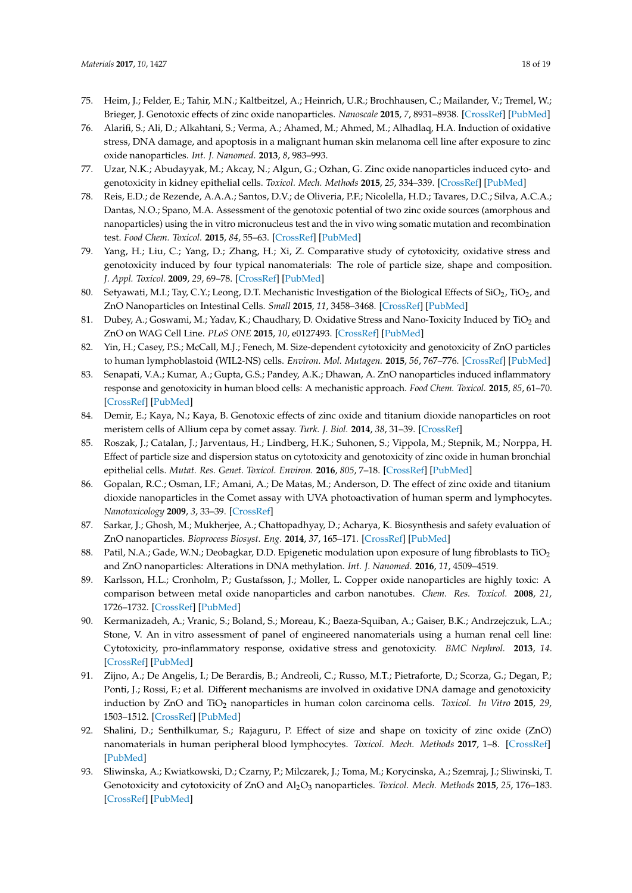75. Heim, J.; Felder, E.; Tahir, M.N.; Kaltbeitzel, A.; Heinrich, U.R.; Brochhausen, C.; Mailander, V.; Tremel, W.; Brieger, J. Genotoxic effects of zinc oxide nanoparticles. *Nanoscale* **2015**, *7*, 8931–8938. [CrossRef] [PubMed]
76. Alarifi, S.; Ali, D.; Alkahtani, S.; Verma, A.; Ahamed, M.; Ahmed, M.; Alhadlaq, H.A. Induction of oxidative stress, DNA damage, and apoptosis in a malignant human skin melanoma cell line after exposure to zinc oxide nanoparticles. *Int. J. Nanomed.* **2013**, *8*, 983–993.
77. Uzar, N.K.; Abudayyak, M.; Akcay, N.; Algun, G.; Ozhan, G. Zinc oxide nanoparticles induced cyto- and genotoxicity in kidney epithelial cells. *Toxicol. Mech. Methods* **2015**, *25*, 334–339. [CrossRef] [PubMed]
78. Reis, E.D.; de Rezende, A.A.A.; Santos, D.V.; de Oliveria, P.F.; Nicolella, H.D.; Tavares, D.C.; Silva, A.C.A.; Dantas, N.O.; Spano, M.A. Assessment of the genotoxic potential of two zinc oxide sources (amorphous and nanoparticles) using the in vitro micronucleus test and the in vivo wing somatic mutation and recombination test. *Food Chem. Toxicol.* **2015**, *84*, 55–63. [CrossRef] [PubMed]
79. Yang, H.; Liu, C.; Yang, D.; Zhang, H.; Xi, Z. Comparative study of cytotoxicity, oxidative stress and genotoxicity induced by four typical nanomaterials: The role of particle size, shape and composition. *J. Appl. Toxicol.* **2009**, *29*, 69–78. [CrossRef] [PubMed]
80. Setyawati, M.I.; Tay, C.Y.; Leong, D.T. Mechanistic Investigation of the Biological Effects of $SiO_2$, $TiO_2$, and ZnO Nanoparticles on Intestinal Cells. *Small* **2015**, *11*, 3458–3468. [CrossRef] [PubMed]
81. Dubey, A.; Goswami, M.; Yadav, K.; Chaudhary, D. Oxidative Stress and Nano-Toxicity Induced by $TiO_2$ and ZnO on WAG Cell Line. *PLoS ONE* **2015**, *10*, e0127493. [CrossRef] [PubMed]
82. Yin, H.; Casey, P.S.; McCall, M.J.; Fenech, M. Size-dependent cytotoxicity and genotoxicity of ZnO particles to human lymphoblastoid (WIL2-NS) cells. *Environ. Mol. Mutagen.* **2015**, *56*, 767–776. [CrossRef] [PubMed]
83. Senapati, V.A.; Kumar, A.; Gupta, G.S.; Pandey, A.K.; Dhawan, A. ZnO nanoparticles induced inflammatory response and genotoxicity in human blood cells: A mechanistic approach. *Food Chem. Toxicol.* **2015**, *85*, 61–70. [CrossRef] [PubMed]
84. Demir, E.; Kaya, N.; Kaya, B. Genotoxic effects of zinc oxide and titanium dioxide nanoparticles on root meristem cells of Allium cepa by comet assay. *Turk. J. Biol.* **2014**, *38*, 31–39. [CrossRef]
85. Roszak, J.; Catalan, J.; Jarventaus, H.; Lindberg, H.K.; Suhonen, S.; Vippola, M.; Stepnik, M.; Norppa, H. Effect of particle size and dispersion status on cytotoxicity and genotoxicity of zinc oxide in human bronchial epithelial cells. *Mutat. Res. Genet. Toxicol. Environ.* **2016**, *805*, 7–18. [CrossRef] [PubMed]
86. Gopalan, R.C.; Osman, I.F.; Amani, A.; De Matas, M.; Anderson, D. The effect of zinc oxide and titanium dioxide nanoparticles in the Comet assay with UVA photoactivation of human sperm and lymphocytes. *Nanotoxicology* **2009**, *3*, 33–39. [CrossRef]
87. Sarkar, J.; Ghosh, M.; Mukherjee, A.; Chattopadhyay, D.; Acharya, K. Biosynthesis and safety evaluation of ZnO nanoparticles. *Bioprocess Biosyst. Eng.* **2014**, *37*, 165–171. [CrossRef] [PubMed]
88. Patil, N.A.; Gade, W.N.; Deobagkar, D.D. Epigenetic modulation upon exposure of lung fibroblasts to $TiO_2$ and ZnO nanoparticles: Alterations in DNA methylation. *Int. J. Nanomed.* **2016**, *11*, 4509–4519.
89. Karlsson, H.L.; Cronholm, P.; Gustafsson, J.; Moller, L. Copper oxide nanoparticles are highly toxic: A comparison between metal oxide nanoparticles and carbon nanotubes. *Chem. Res. Toxicol.* **2008**, *21*, 1726–1732. [CrossRef] [PubMed]
90. Kermanizadeh, A.; Vranic, S.; Boland, S.; Moreau, K.; Baeza-Squiban, A.; Gaiser, B.K.; Andrzejczuk, L.A.; Stone, V. An in vitro assessment of panel of engineered nanomaterials using a human renal cell line: Cytotoxicity, pro-inflammatory response, oxidative stress and genotoxicity. *BMC Nephrol.* **2013**, *14*. [CrossRef] [PubMed]
91. Zijno, A.; De Angelis, I.; De Berardis, B.; Andreoli, C.; Russo, M.T.; Pietraforte, D.; Scorza, G.; Degan, P.; Ponti, J.; Rossi, F.; et al. Different mechanisms are involved in oxidative DNA damage and genotoxicity induction by ZnO and $TiO_2$ nanoparticles in human colon carcinoma cells. *Toxicol. In Vitro* **2015**, *29*, 1503–1512. [CrossRef] [PubMed]
92. Shalini, D.; Senthilkumar, S.; Rajaguru, P. Effect of size and shape on toxicity of zinc oxide (ZnO) nanomaterials in human peripheral blood lymphocytes. *Toxicol. Mech. Methods* **2017**, 1–8. [CrossRef] [PubMed]
93. Sliwinska, A.; Kwiatkowski, D.; Czarny, P.; Milczarek, J.; Toma, M.; Korycinska, A.; Szemraj, J.; Sliwinski, T. Genotoxicity and cytotoxicity of ZnO and $Al_2O_3$ nanoparticles. *Toxicol. Mech. Methods* **2015**, *25*, 176–183. [CrossRef] [PubMed]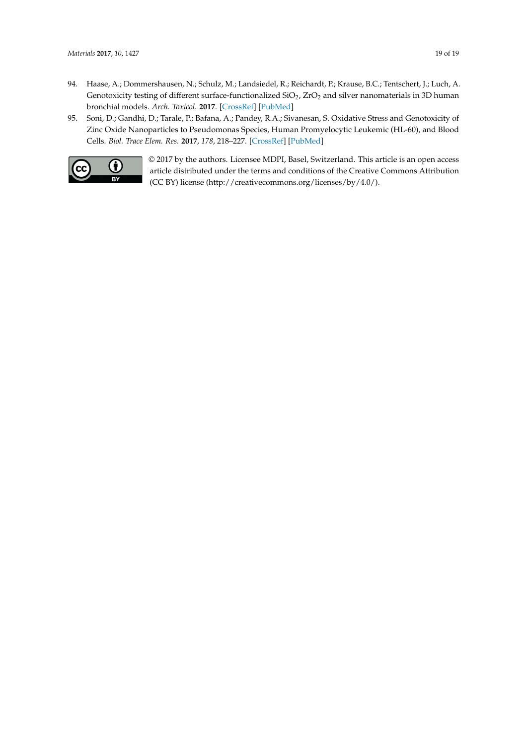94. Haase, A.; Dommershausen, N.; Schulz, M.; Landsiedel, R.; Reichardt, P.; Krause, B.C.; Tentschert, J.; Luch, A. Genotoxicity testing of different surface-functionalized $SiO_2$, $ZrO_2$ and silver nanomaterials in 3D human bronchial models. *Arch. Toxicol.* **2017**. [CrossRef] [PubMed]
95. Soni, D.; Gandhi, D.; Tarale, P.; Bafana, A.; Pandey, R.A.; Sivanesan, S. Oxidative Stress and Genotoxicity of Zinc Oxide Nanoparticles to Pseudomonas Species, Human Promyelocytic Leukemic (HL-60), and Blood Cells. *Biol. Trace Elem. Res.* **2017**, *178*, 218–227. [CrossRef] [PubMed]

© 2017 by the authors. Licensee MDPI, Basel, Switzerland. This article is an open access article distributed under the terms and conditions of the Creative Commons Attribution (CC BY) license (http://creativecommons.org/licenses/by/4.0/).